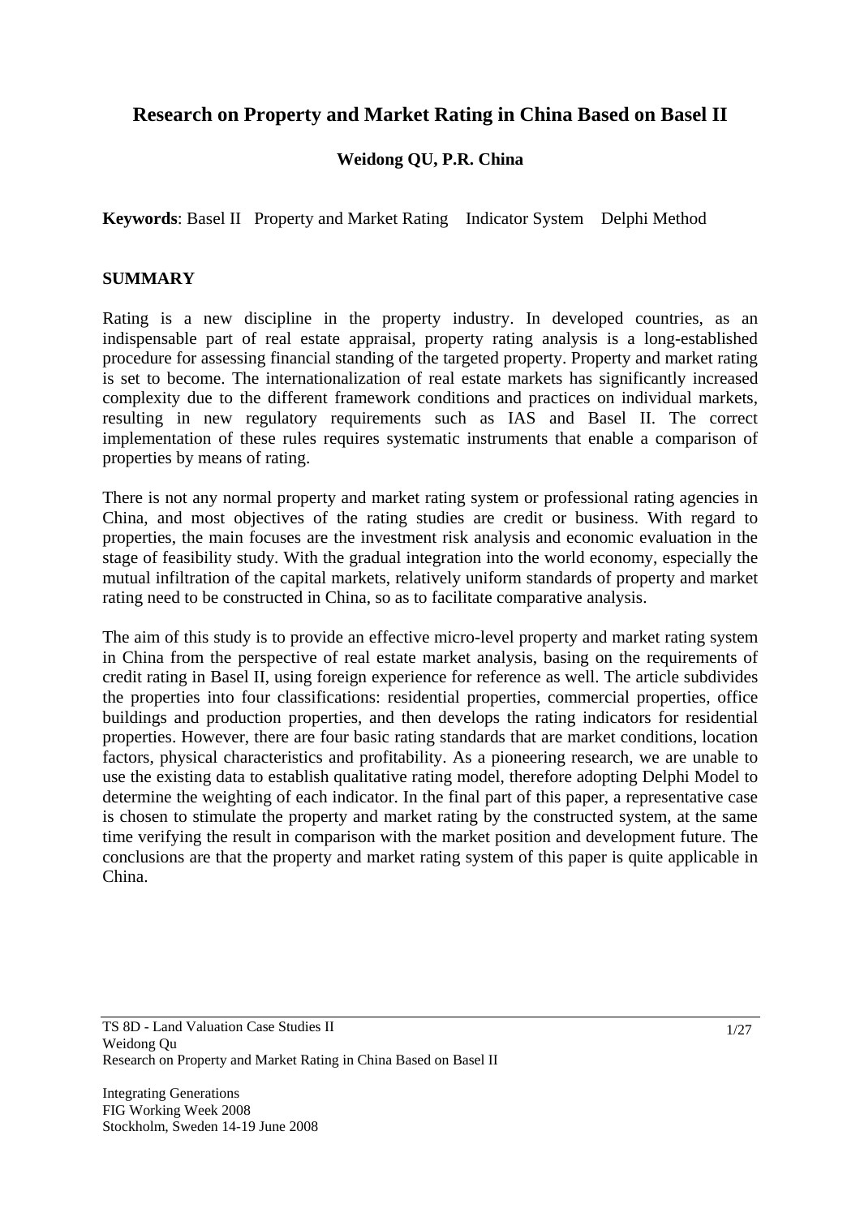# Research on Property and Market Rating in China Based on Basel II

**Weidong QU, P.R. China**

**Keywords**: Basel II Property and Market Rating Indicator System Delphi Method

## SUMMARY

Rating is a new discipline in the property industry. In developed countries, as an indispensable part of real estate appraisal, property rating analysis is a long-established procedure for assessing financial standing of the targeted property. Property and market rating is set to become. The internationalization of real estate markets has significantly increased complexity due to the different framework conditions and practices on individual markets, resulting in new regulatory requirements such as IAS and Basel II. The correct implementation of these rules requires systematic instruments that enable a comparison of properties by means of rating.

There is not any normal property and market rating system or professional rating agencies in China, and most objectives of the rating studies are credit or business. With regard to properties, the main focuses are the investment risk analysis and economic evaluation in the stage of feasibility study. With the gradual integration into the world economy, especially the mutual infiltration of the capital markets, relatively uniform standards of property and market rating need to be constructed in China, so as to facilitate comparative analysis.

The aim of this study is to provide an effective micro-level property and market rating system in China from the perspective of real estate market analysis, basing on the requirements of credit rating in Basel II, using foreign experience for reference as well. The article subdivides the properties into four classifications: residential properties, commercial properties, office buildings and production properties, and then develops the rating indicators for residential properties. However, there are four basic rating standards that are market conditions, location factors, physical characteristics and profitability. As a pioneering research, we are unable to use the existing data to establish qualitative rating model, therefore adopting Delphi Model to determine the weighting of each indicator. In the final part of this paper, a representative case is chosen to stimulate the property and market rating by the constructed system, at the same time verifying the result in comparison with the market position and development future. The conclusions are that the property and market rating system of this paper is quite applicable in China.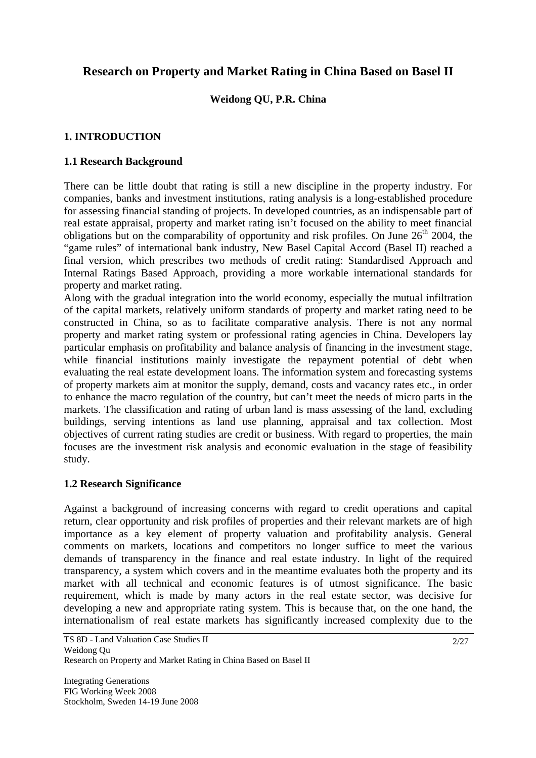# Research on Property and Market Rating in China Based on Basel II

**Weidong QU, P.R. China**

## 1. INTRODUCTION

### 1.1 Research Background

There can be little doubt that rating is still a new discipline in the property industry. For companies, banks and investment institutions, rating analysis is a long-established procedure for assessing financial standing of projects. In developed countries, as an indispensable part of real estate appraisal, property and market rating isn't focused on the ability to meet financial obligations but on the comparability of opportunity and risk profiles. On June 26th 2004, the "game rules" of international bank industry, New Basel Capital Accord (Basel II) reached a final version, which prescribes two methods of credit rating: Standardised Approach and Internal Ratings Based Approach, providing a more workable international standards for property and market rating.

Along with the gradual integration into the world economy, especially the mutual infiltration of the capital markets, relatively uniform standards of property and market rating need to be constructed in China, so as to facilitate comparative analysis. There is not any normal property and market rating system or professional rating agencies in China. Developers lay particular emphasis on profitability and balance analysis of financing in the investment stage, while financial institutions mainly investigate the repayment potential of debt when evaluating the real estate development loans. The information system and forecasting systems of property markets aim at monitor the supply, demand, costs and vacancy rates etc., in order to enhance the macro regulation of the country, but can't meet the needs of micro parts in the markets. The classification and rating of urban land is mass assessing of the land, excluding buildings, serving intentions as land use planning, appraisal and tax collection. Most objectives of current rating studies are credit or business. With regard to properties, the main focuses are the investment risk analysis and economic evaluation in the stage of feasibility study.

### 1.2 Research Significance

Against a background of increasing concerns with regard to credit operations and capital return, clear opportunity and risk profiles of properties and their relevant markets are of high importance as a key element of property valuation and profitability analysis. General comments on markets, locations and competitors no longer suffice to meet the various demands of transparency in the finance and real estate industry. In light of the required transparency, a system which covers and in the meantime evaluates both the property and its market with all technical and economic features is of utmost significance. The basic requirement, which is made by many actors in the real estate sector, was decisive for developing a new and appropriate rating system. This is because that, on the one hand, the internationalism of real estate markets has significantly increased complexity due to the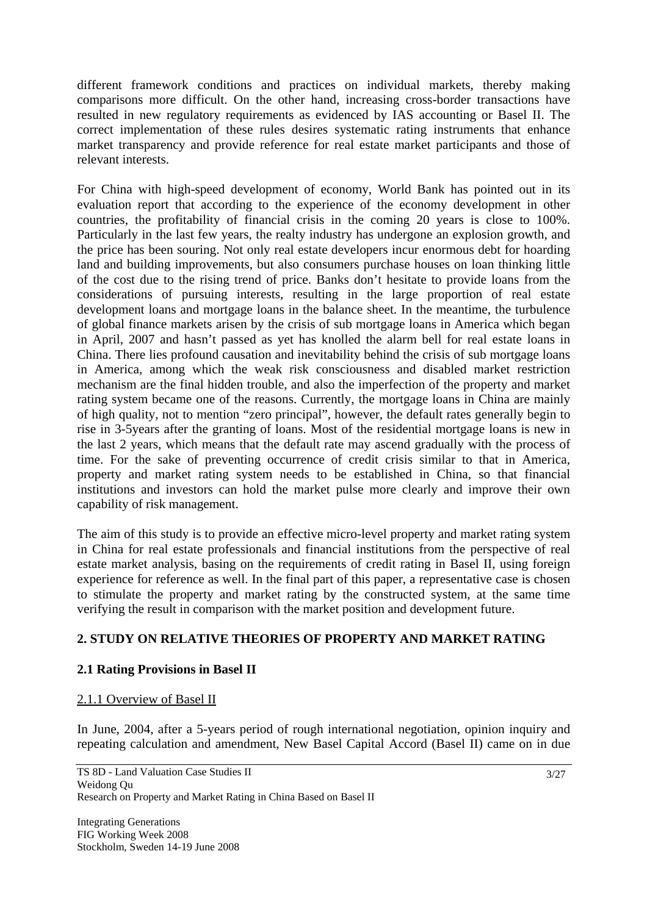different framework conditions and practices on individual markets, thereby making comparisons more difficult. On the other hand, increasing cross-border transactions have resulted in new regulatory requirements as evidenced by IAS accounting or Basel II. The correct implementation of these rules desires systematic rating instruments that enhance market transparency and provide reference for real estate market participants and those of relevant interests.

For China with high-speed development of economy, World Bank has pointed out in its evaluation report that according to the experience of the economy development in other countries, the profitability of financial crisis in the coming 20 years is close to 100%. Particularly in the last few years, the realty industry has undergone an explosion growth, and the price has been souring. Not only real estate developers incur enormous debt for hoarding land and building improvements, but also consumers purchase houses on loan thinking little of the cost due to the rising trend of price. Banks don't hesitate to provide loans from the considerations of pursuing interests, resulting in the large proportion of real estate development loans and mortgage loans in the balance sheet. In the meantime, the turbulence of global finance markets arisen by the crisis of sub mortgage loans in America which began in April, 2007 and hasn't passed as yet has knolled the alarm bell for real estate loans in China. There lies profound causation and inevitability behind the crisis of sub mortgage loans in America, among which the weak risk consciousness and disabled market restriction mechanism are the final hidden trouble, and also the imperfection of the property and market rating system became one of the reasons. Currently, the mortgage loans in China are mainly of high quality, not to mention "zero principal", however, the default rates generally begin to rise in 3-5years after the granting of loans. Most of the residential mortgage loans is new in the last 2 years, which means that the default rate may ascend gradually with the process of time. For the sake of preventing occurrence of credit crisis similar to that in America, property and market rating system needs to be established in China, so that financial institutions and investors can hold the market pulse more clearly and improve their own capability of risk management.

The aim of this study is to provide an effective micro-level property and market rating system in China for real estate professionals and financial institutions from the perspective of real estate market analysis, basing on the requirements of credit rating in Basel II, using foreign experience for reference as well. In the final part of this paper, a representative case is chosen to stimulate the property and market rating by the constructed system, at the same time verifying the result in comparison with the market position and development future.

## 2. STUDY ON RELATIVE THEORIES OF PROPERTY AND MARKET RATING

### 2.1 Rating Provisions in Basel II

#### 2.1.1 Overview of Basel II

In June, 2004, after a 5-years period of rough international negotiation, opinion inquiry and repeating calculation and amendment, New Basel Capital Accord (Basel II) came on in due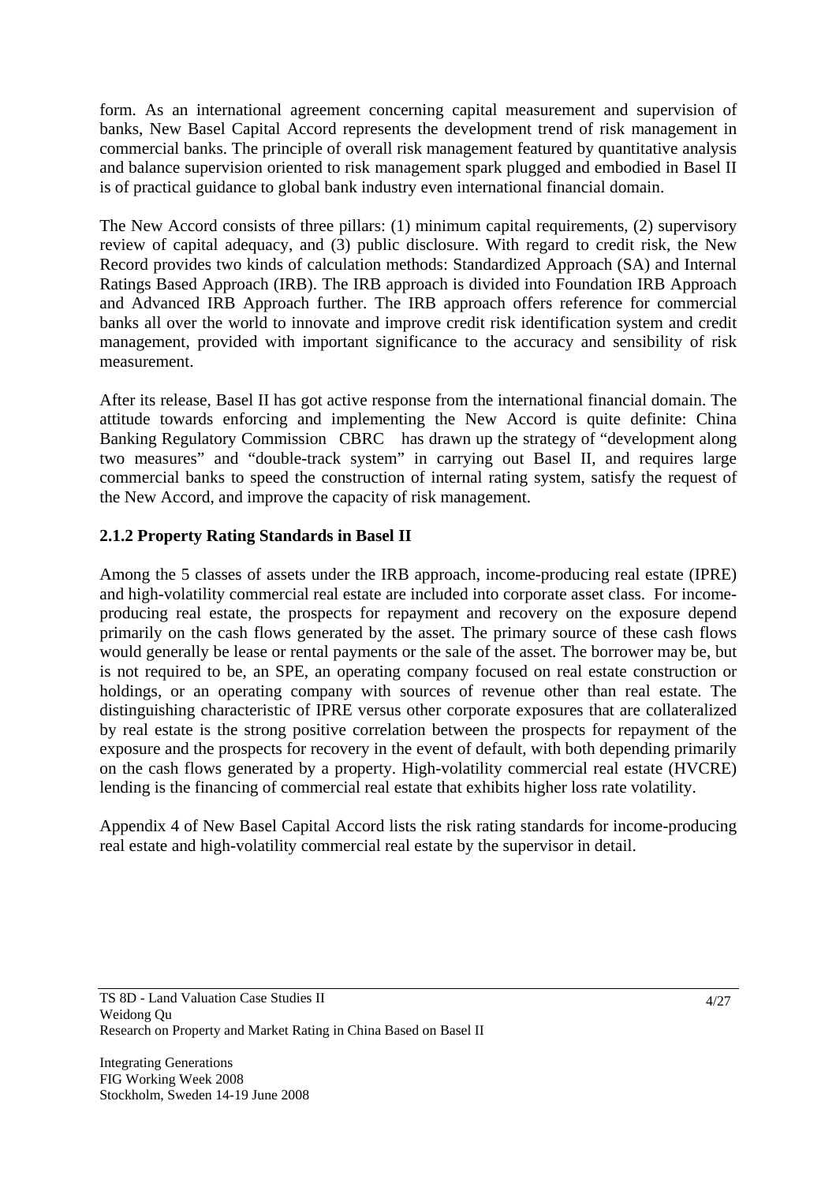form. As an international agreement concerning capital measurement and supervision of banks, New Basel Capital Accord represents the development trend of risk management in commercial banks. The principle of overall risk management featured by quantitative analysis and balance supervision oriented to risk management spark plugged and embodied in Basel II is of practical guidance to global bank industry even international financial domain.

The New Accord consists of three pillars: (1) minimum capital requirements, (2) supervisory review of capital adequacy, and (3) public disclosure. With regard to credit risk, the New Record provides two kinds of calculation methods: Standardized Approach (SA) and Internal Ratings Based Approach (IRB). The IRB approach is divided into Foundation IRB Approach and Advanced IRB Approach further. The IRB approach offers reference for commercial banks all over the world to innovate and improve credit risk identification system and credit management, provided with important significance to the accuracy and sensibility of risk measurement.

After its release, Basel II has got active response from the international financial domain. The attitude towards enforcing and implementing the New Accord is quite definite: China Banking Regulatory Commission CBRC has drawn up the strategy of "development along two measures" and "double-track system" in carrying out Basel II, and requires large commercial banks to speed the construction of internal rating system, satisfy the request of the New Accord, and improve the capacity of risk management.

### 2.1.2 Property Rating Standards in Basel II

Among the 5 classes of assets under the IRB approach, income-producing real estate (IPRE) and high-volatility commercial real estate are included into corporate asset class. For income-producing real estate, the prospects for repayment and recovery on the exposure depend primarily on the cash flows generated by the asset. The primary source of these cash flows would generally be lease or rental payments or the sale of the asset. The borrower may be, but is not required to be, an SPE, an operating company focused on real estate construction or holdings, or an operating company with sources of revenue other than real estate. The distinguishing characteristic of IPRE versus other corporate exposures that are collateralized by real estate is the strong positive correlation between the prospects for repayment of the exposure and the prospects for recovery in the event of default, with both depending primarily on the cash flows generated by a property. High-volatility commercial real estate (HVCRE) lending is the financing of commercial real estate that exhibits higher loss rate volatility.

Appendix 4 of New Basel Capital Accord lists the risk rating standards for income-producing real estate and high-volatility commercial real estate by the supervisor in detail.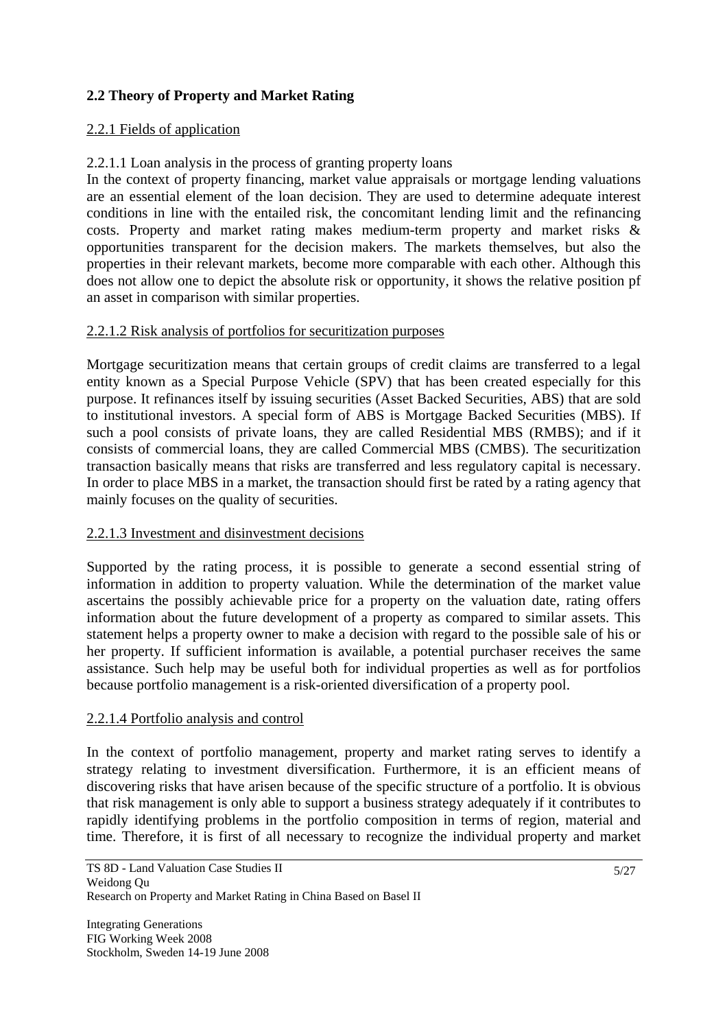## 2.2 Theory of Property and Market Rating

### 2.2.1 Fields of application

2.2.1.1 Loan analysis in the process of granting property loans

In the context of property financing, market value appraisals or mortgage lending valuations are an essential element of the loan decision. They are used to determine adequate interest conditions in line with the entailed risk, the concomitant lending limit and the refinancing costs. Property and market rating makes medium-term property and market risks & opportunities transparent for the decision makers. The markets themselves, but also the properties in their relevant markets, become more comparable with each other. Although this does not allow one to depict the absolute risk or opportunity, it shows the relative position pf an asset in comparison with similar properties.

2.2.1.2 Risk analysis of portfolios for securitization purposes

Mortgage securitization means that certain groups of credit claims are transferred to a legal entity known as a Special Purpose Vehicle (SPV) that has been created especially for this purpose. It refinances itself by issuing securities (Asset Backed Securities, ABS) that are sold to institutional investors. A special form of ABS is Mortgage Backed Securities (MBS). If such a pool consists of private loans, they are called Residential MBS (RMBS); and if it consists of commercial loans, they are called Commercial MBS (CMBS). The securitization transaction basically means that risks are transferred and less regulatory capital is necessary. In order to place MBS in a market, the transaction should first be rated by a rating agency that mainly focuses on the quality of securities.

2.2.1.3 Investment and disinvestment decisions

Supported by the rating process, it is possible to generate a second essential string of information in addition to property valuation. While the determination of the market value ascertains the possibly achievable price for a property on the valuation date, rating offers information about the future development of a property as compared to similar assets. This statement helps a property owner to make a decision with regard to the possible sale of his or her property. If sufficient information is available, a potential purchaser receives the same assistance. Such help may be useful both for individual properties as well as for portfolios because portfolio management is a risk-oriented diversification of a property pool.

2.2.1.4 Portfolio analysis and control

In the context of portfolio management, property and market rating serves to identify a strategy relating to investment diversification. Furthermore, it is an efficient means of discovering risks that have arisen because of the specific structure of a portfolio. It is obvious that risk management is only able to support a business strategy adequately if it contributes to rapidly identifying problems in the portfolio composition in terms of region, material and time. Therefore, it is first of all necessary to recognize the individual property and market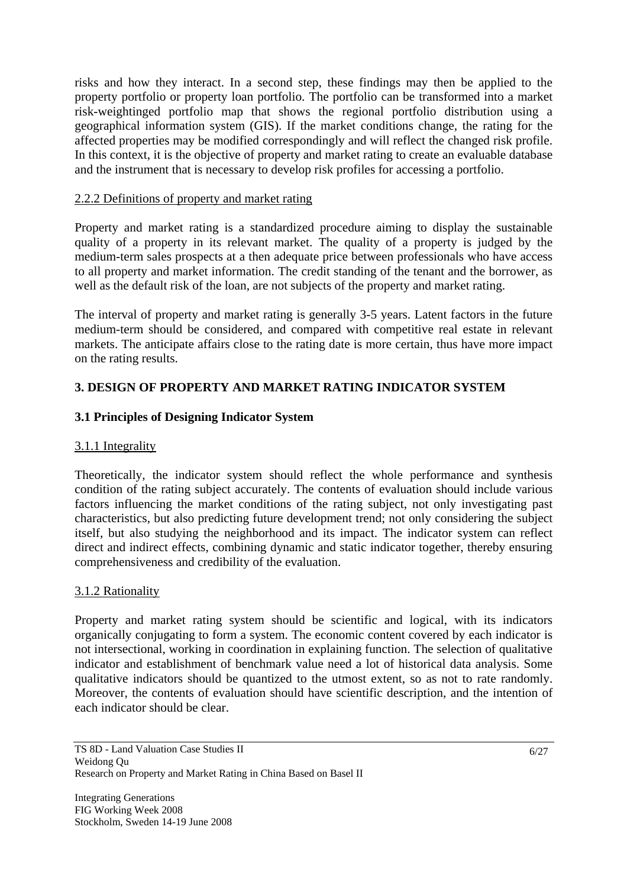risks and how they interact. In a second step, these findings may then be applied to the property portfolio or property loan portfolio. The portfolio can be transformed into a market risk-weightinged portfolio map that shows the regional portfolio distribution using a geographical information system (GIS). If the market conditions change, the rating for the affected properties may be modified correspondingly and will reflect the changed risk profile. In this context, it is the objective of property and market rating to create an evaluable database and the instrument that is necessary to develop risk profiles for accessing a portfolio.

#### 2.2.2 Definitions of property and market rating

Property and market rating is a standardized procedure aiming to display the sustainable quality of a property in its relevant market. The quality of a property is judged by the medium-term sales prospects at a then adequate price between professionals who have access to all property and market information. The credit standing of the tenant and the borrower, as well as the default risk of the loan, are not subjects of the property and market rating.

The interval of property and market rating is generally 3-5 years. Latent factors in the future medium-term should be considered, and compared with competitive real estate in relevant markets. The anticipate affairs close to the rating date is more certain, thus have more impact on the rating results.

## 3. DESIGN OF PROPERTY AND MARKET RATING INDICATOR SYSTEM

### 3.1 Principles of Designing Indicator System

#### 3.1.1 Integrality

Theoretically, the indicator system should reflect the whole performance and synthesis condition of the rating subject accurately. The contents of evaluation should include various factors influencing the market conditions of the rating subject, not only investigating past characteristics, but also predicting future development trend; not only considering the subject itself, but also studying the neighborhood and its impact. The indicator system can reflect direct and indirect effects, combining dynamic and static indicator together, thereby ensuring comprehensiveness and credibility of the evaluation.

#### 3.1.2 Rationality

Property and market rating system should be scientific and logical, with its indicators organically conjugating to form a system. The economic content covered by each indicator is not intersectional, working in coordination in explaining function. The selection of qualitative indicator and establishment of benchmark value need a lot of historical data analysis. Some qualitative indicators should be quantized to the utmost extent, so as not to rate randomly. Moreover, the contents of evaluation should have scientific description, and the intention of each indicator should be clear.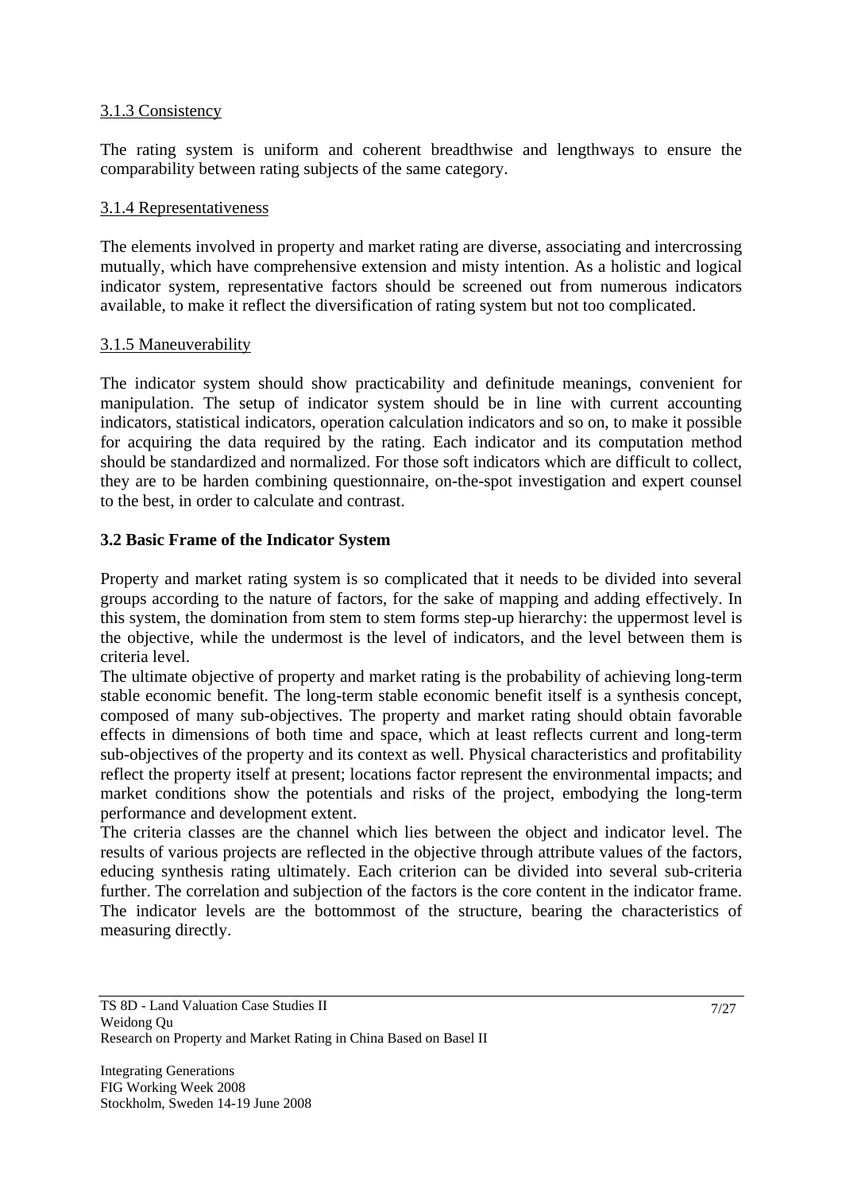#### 3.1.3 Consistency

The rating system is uniform and coherent breadthwise and lengthways to ensure the comparability between rating subjects of the same category.

#### 3.1.4 Representativeness

The elements involved in property and market rating are diverse, associating and intercrossing mutually, which have comprehensive extension and misty intention. As a holistic and logical indicator system, representative factors should be screened out from numerous indicators available, to make it reflect the diversification of rating system but not too complicated.

#### 3.1.5 Maneuverability

The indicator system should show practicability and definitude meanings, convenient for manipulation. The setup of indicator system should be in line with current accounting indicators, statistical indicators, operation calculation indicators and so on, to make it possible for acquiring the data required by the rating. Each indicator and its computation method should be standardized and normalized. For those soft indicators which are difficult to collect, they are to be harden combining questionnaire, on-the-spot investigation and expert counsel to the best, in order to calculate and contrast.

### 3.2 Basic Frame of the Indicator System

Property and market rating system is so complicated that it needs to be divided into several groups according to the nature of factors, for the sake of mapping and adding effectively. In this system, the domination from stem to stem forms step-up hierarchy: the uppermost level is the objective, while the undermost is the level of indicators, and the level between them is criteria level.

The ultimate objective of property and market rating is the probability of achieving long-term stable economic benefit. The long-term stable economic benefit itself is a synthesis concept, composed of many sub-objectives. The property and market rating should obtain favorable effects in dimensions of both time and space, which at least reflects current and long-term sub-objectives of the property and its context as well. Physical characteristics and profitability reflect the property itself at present; locations factor represent the environmental impacts; and market conditions show the potentials and risks of the project, embodying the long-term performance and development extent.

The criteria classes are the channel which lies between the object and indicator level. The results of various projects are reflected in the objective through attribute values of the factors, educing synthesis rating ultimately. Each criterion can be divided into several sub-criteria further. The correlation and subjection of the factors is the core content in the indicator frame. The indicator levels are the bottommost of the structure, bearing the characteristics of measuring directly.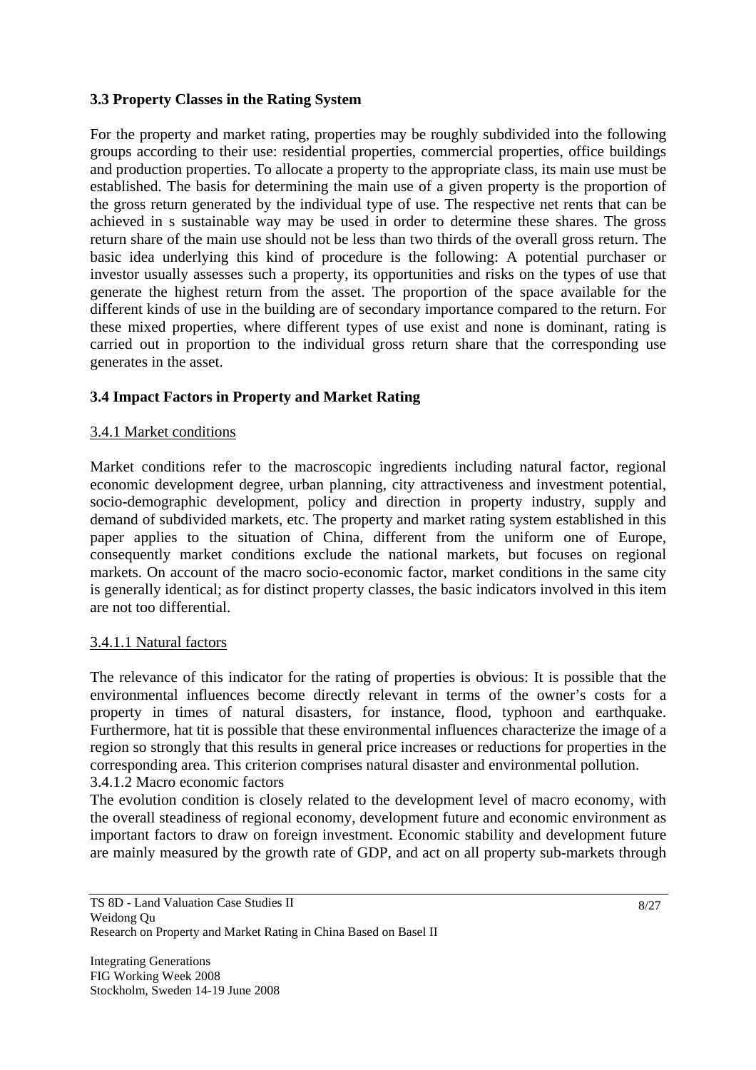### 3.3 Property Classes in the Rating System

For the property and market rating, properties may be roughly subdivided into the following groups according to their use: residential properties, commercial properties, office buildings and production properties. To allocate a property to the appropriate class, its main use must be established. The basis for determining the main use of a given property is the proportion of the gross return generated by the individual type of use. The respective net rents that can be achieved in s sustainable way may be used in order to determine these shares. The gross return share of the main use should not be less than two thirds of the overall gross return. The basic idea underlying this kind of procedure is the following: A potential purchaser or investor usually assesses such a property, its opportunities and risks on the types of use that generate the highest return from the asset. The proportion of the space available for the different kinds of use in the building are of secondary importance compared to the return. For these mixed properties, where different types of use exist and none is dominant, rating is carried out in proportion to the individual gross return share that the corresponding use generates in the asset.

### 3.4 Impact Factors in Property and Market Rating

#### 3.4.1 Market conditions

Market conditions refer to the macroscopic ingredients including natural factor, regional economic development degree, urban planning, city attractiveness and investment potential, socio-demographic development, policy and direction in property industry, supply and demand of subdivided markets, etc. The property and market rating system established in this paper applies to the situation of China, different from the uniform one of Europe, consequently market conditions exclude the national markets, but focuses on regional markets. On account of the macro socio-economic factor, market conditions in the same city is generally identical; as for distinct property classes, the basic indicators involved in this item are not too differential.

##### 3.4.1.1 Natural factors

The relevance of this indicator for the rating of properties is obvious: It is possible that the environmental influences become directly relevant in terms of the owner's costs for a property in times of natural disasters, for instance, flood, typhoon and earthquake. Furthermore, hat tit is possible that these environmental influences characterize the image of a region so strongly that this results in general price increases or reductions for properties in the corresponding area. This criterion comprises natural disaster and environmental pollution.

##### 3.4.1.2 Macro economic factors

The evolution condition is closely related to the development level of macro economy, with the overall steadiness of regional economy, development future and economic environment as important factors to draw on foreign investment. Economic stability and development future are mainly measured by the growth rate of GDP, and act on all property sub-markets through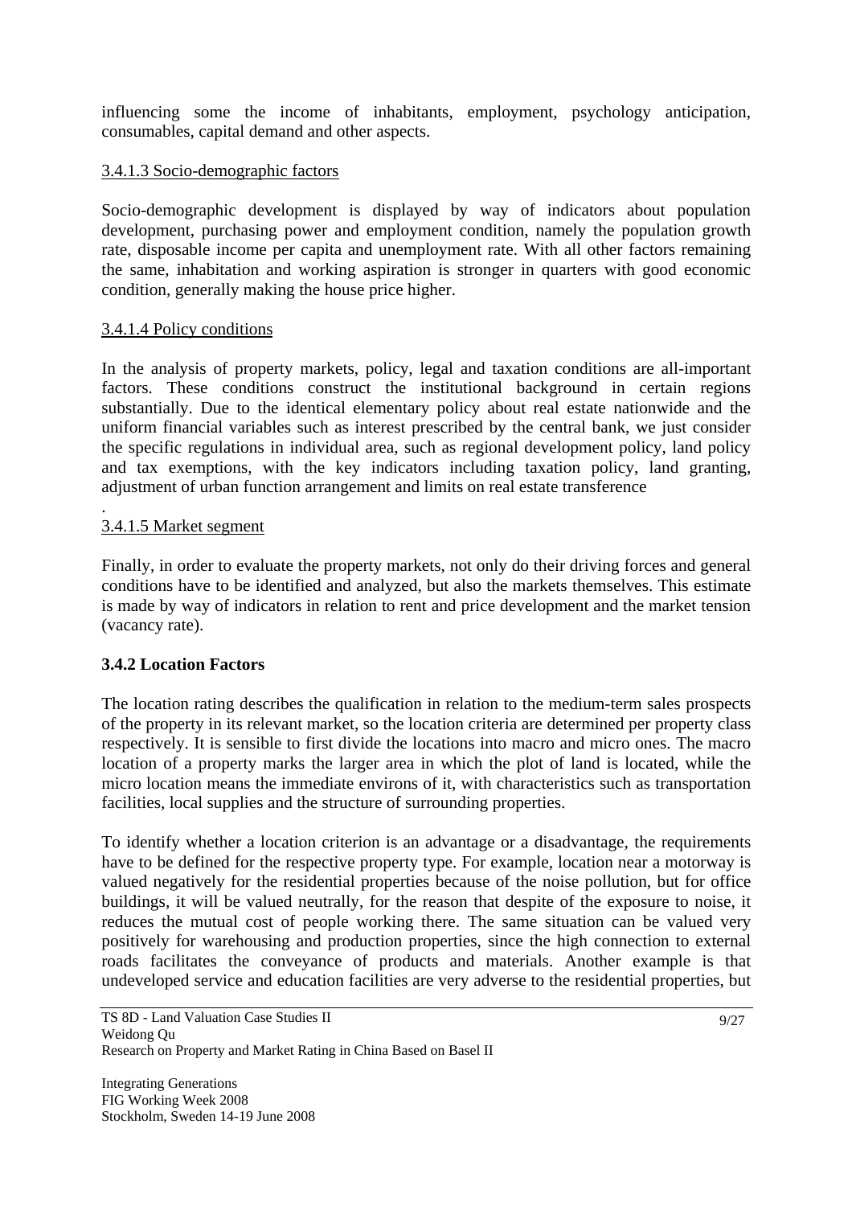influencing some the income of inhabitants, employment, psychology anticipation, consumables, capital demand and other aspects.

3.4.1.3 Socio-demographic factors

Socio-demographic development is displayed by way of indicators about population development, purchasing power and employment condition, namely the population growth rate, disposable income per capita and unemployment rate. With all other factors remaining the same, inhabitation and working aspiration is stronger in quarters with good economic condition, generally making the house price higher.

3.4.1.4 Policy conditions

In the analysis of property markets, policy, legal and taxation conditions are all-important factors. These conditions construct the institutional background in certain regions substantially. Due to the identical elementary policy about real estate nationwide and the uniform financial variables such as interest prescribed by the central bank, we just consider the specific regulations in individual area, such as regional development policy, land policy and tax exemptions, with the key indicators including taxation policy, land granting, adjustment of urban function arrangement and limits on real estate transference

.

3.4.1.5 Market segment

Finally, in order to evaluate the property markets, not only do their driving forces and general conditions have to be identified and analyzed, but also the markets themselves. This estimate is made by way of indicators in relation to rent and price development and the market tension (vacancy rate).

### 3.4.2 Location Factors

The location rating describes the qualification in relation to the medium-term sales prospects of the property in its relevant market, so the location criteria are determined per property class respectively. It is sensible to first divide the locations into macro and micro ones. The macro location of a property marks the larger area in which the plot of land is located, while the micro location means the immediate environs of it, with characteristics such as transportation facilities, local supplies and the structure of surrounding properties.

To identify whether a location criterion is an advantage or a disadvantage, the requirements have to be defined for the respective property type. For example, location near a motorway is valued negatively for the residential properties because of the noise pollution, but for office buildings, it will be valued neutrally, for the reason that despite of the exposure to noise, it reduces the mutual cost of people working there. The same situation can be valued very positively for warehousing and production properties, since the high connection to external roads facilitates the conveyance of products and materials. Another example is that undeveloped service and education facilities are very adverse to the residential properties, but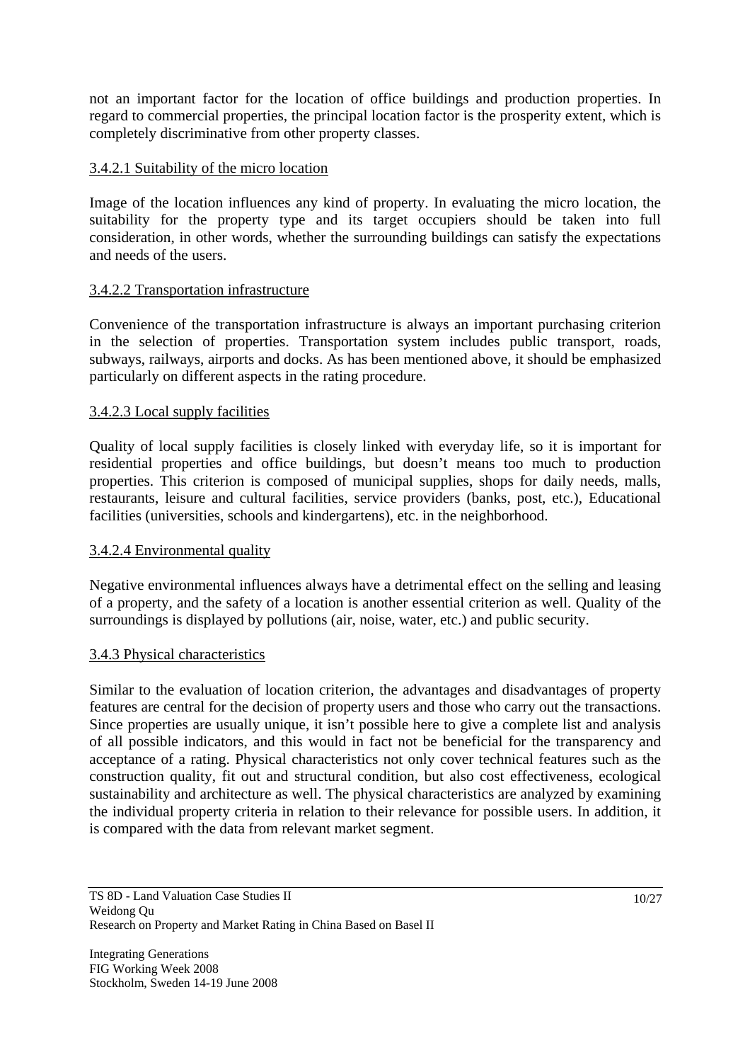not an important factor for the location of office buildings and production properties. In regard to commercial properties, the principal location factor is the prosperity extent, which is completely discriminative from other property classes.

#### 3.4.2.1 Suitability of the micro location

Image of the location influences any kind of property. In evaluating the micro location, the suitability for the property type and its target occupiers should be taken into full consideration, in other words, whether the surrounding buildings can satisfy the expectations and needs of the users.

#### 3.4.2.2 Transportation infrastructure

Convenience of the transportation infrastructure is always an important purchasing criterion in the selection of properties. Transportation system includes public transport, roads, subways, railways, airports and docks. As has been mentioned above, it should be emphasized particularly on different aspects in the rating procedure.

#### 3.4.2.3 Local supply facilities

Quality of local supply facilities is closely linked with everyday life, so it is important for residential properties and office buildings, but doesn't means too much to production properties. This criterion is composed of municipal supplies, shops for daily needs, malls, restaurants, leisure and cultural facilities, service providers (banks, post, etc.), Educational facilities (universities, schools and kindergartens), etc. in the neighborhood.

#### 3.4.2.4 Environmental quality

Negative environmental influences always have a detrimental effect on the selling and leasing of a property, and the safety of a location is another essential criterion as well. Quality of the surroundings is displayed by pollutions (air, noise, water, etc.) and public security.

### 3.4.3 Physical characteristics

Similar to the evaluation of location criterion, the advantages and disadvantages of property features are central for the decision of property users and those who carry out the transactions. Since properties are usually unique, it isn't possible here to give a complete list and analysis of all possible indicators, and this would in fact not be beneficial for the transparency and acceptance of a rating. Physical characteristics not only cover technical features such as the construction quality, fit out and structural condition, but also cost effectiveness, ecological sustainability and architecture as well. The physical characteristics are analyzed by examining the individual property criteria in relation to their relevance for possible users. In addition, it is compared with the data from relevant market segment.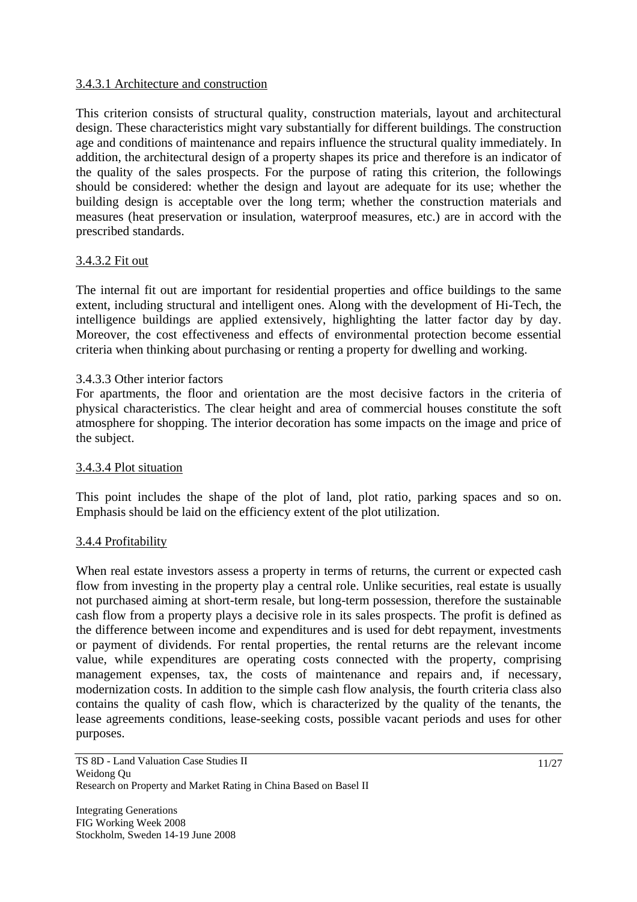#### 3.4.3.1 Architecture and construction

This criterion consists of structural quality, construction materials, layout and architectural design. These characteristics might vary substantially for different buildings. The construction age and conditions of maintenance and repairs influence the structural quality immediately. In addition, the architectural design of a property shapes its price and therefore is an indicator of the quality of the sales prospects. For the purpose of rating this criterion, the followings should be considered: whether the design and layout are adequate for its use; whether the building design is acceptable over the long term; whether the construction materials and measures (heat preservation or insulation, waterproof measures, etc.) are in accord with the prescribed standards.

#### 3.4.3.2 Fit out

The internal fit out are important for residential properties and office buildings to the same extent, including structural and intelligent ones. Along with the development of Hi-Tech, the intelligence buildings are applied extensively, highlighting the latter factor day by day. Moreover, the cost effectiveness and effects of environmental protection become essential criteria when thinking about purchasing or renting a property for dwelling and working.

#### 3.4.3.3 Other interior factors

For apartments, the floor and orientation are the most decisive factors in the criteria of physical characteristics. The clear height and area of commercial houses constitute the soft atmosphere for shopping. The interior decoration has some impacts on the image and price of the subject.

#### 3.4.3.4 Plot situation

This point includes the shape of the plot of land, plot ratio, parking spaces and so on. Emphasis should be laid on the efficiency extent of the plot utilization.

### 3.4.4 Profitability

When real estate investors assess a property in terms of returns, the current or expected cash flow from investing in the property play a central role. Unlike securities, real estate is usually not purchased aiming at short-term resale, but long-term possession, therefore the sustainable cash flow from a property plays a decisive role in its sales prospects. The profit is defined as the difference between income and expenditures and is used for debt repayment, investments or payment of dividends. For rental properties, the rental returns are the relevant income value, while expenditures are operating costs connected with the property, comprising management expenses, tax, the costs of maintenance and repairs and, if necessary, modernization costs. In addition to the simple cash flow analysis, the fourth criteria class also contains the quality of cash flow, which is characterized by the quality of the tenants, the lease agreements conditions, lease-seeking costs, possible vacant periods and uses for other purposes.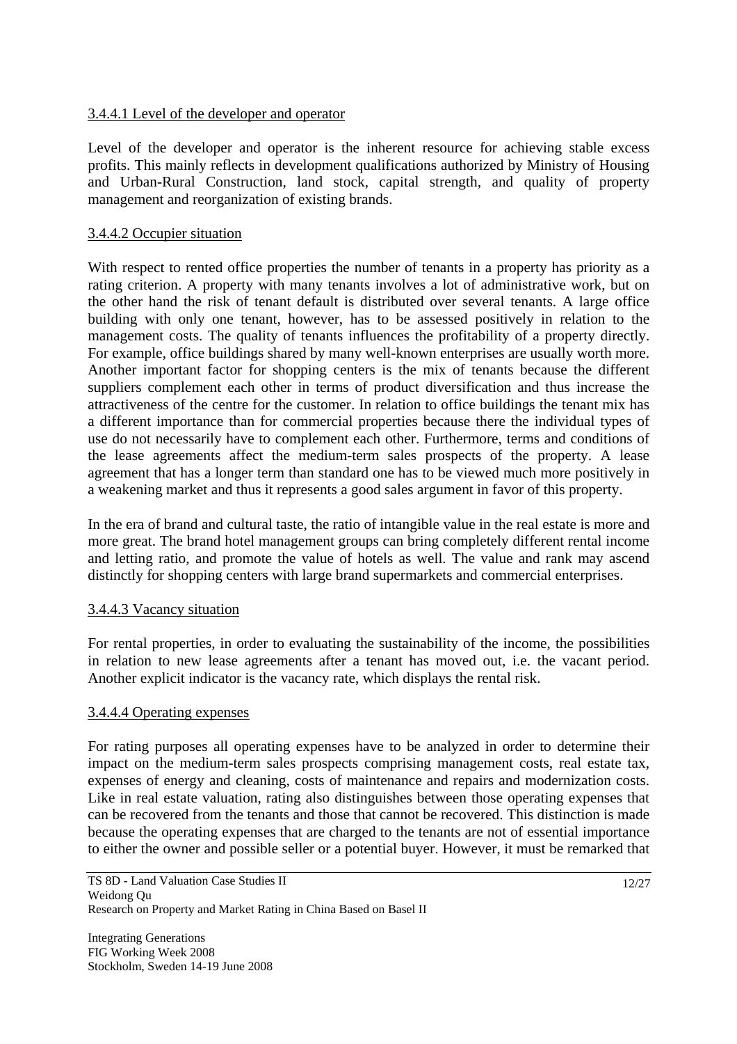#### 3.4.4.1 Level of the developer and operator

Level of the developer and operator is the inherent resource for achieving stable excess profits. This mainly reflects in development qualifications authorized by Ministry of Housing and Urban-Rural Construction, land stock, capital strength, and quality of property management and reorganization of existing brands.

#### 3.4.4.2 Occupier situation

With respect to rented office properties the number of tenants in a property has priority as a rating criterion. A property with many tenants involves a lot of administrative work, but on the other hand the risk of tenant default is distributed over several tenants. A large office building with only one tenant, however, has to be assessed positively in relation to the management costs. The quality of tenants influences the profitability of a property directly. For example, office buildings shared by many well-known enterprises are usually worth more. Another important factor for shopping centers is the mix of tenants because the different suppliers complement each other in terms of product diversification and thus increase the attractiveness of the centre for the customer. In relation to office buildings the tenant mix has a different importance than for commercial properties because there the individual types of use do not necessarily have to complement each other. Furthermore, terms and conditions of the lease agreements affect the medium-term sales prospects of the property. A lease agreement that has a longer term than standard one has to be viewed much more positively in a weakening market and thus it represents a good sales argument in favor of this property.

In the era of brand and cultural taste, the ratio of intangible value in the real estate is more and more great. The brand hotel management groups can bring completely different rental income and letting ratio, and promote the value of hotels as well. The value and rank may ascend distinctly for shopping centers with large brand supermarkets and commercial enterprises.

#### 3.4.4.3 Vacancy situation

For rental properties, in order to evaluating the sustainability of the income, the possibilities in relation to new lease agreements after a tenant has moved out, i.e. the vacant period. Another explicit indicator is the vacancy rate, which displays the rental risk.

#### 3.4.4.4 Operating expenses

For rating purposes all operating expenses have to be analyzed in order to determine their impact on the medium-term sales prospects comprising management costs, real estate tax, expenses of energy and cleaning, costs of maintenance and repairs and modernization costs. Like in real estate valuation, rating also distinguishes between those operating expenses that can be recovered from the tenants and those that cannot be recovered. This distinction is made because the operating expenses that are charged to the tenants are not of essential importance to either the owner and possible seller or a potential buyer. However, it must be remarked that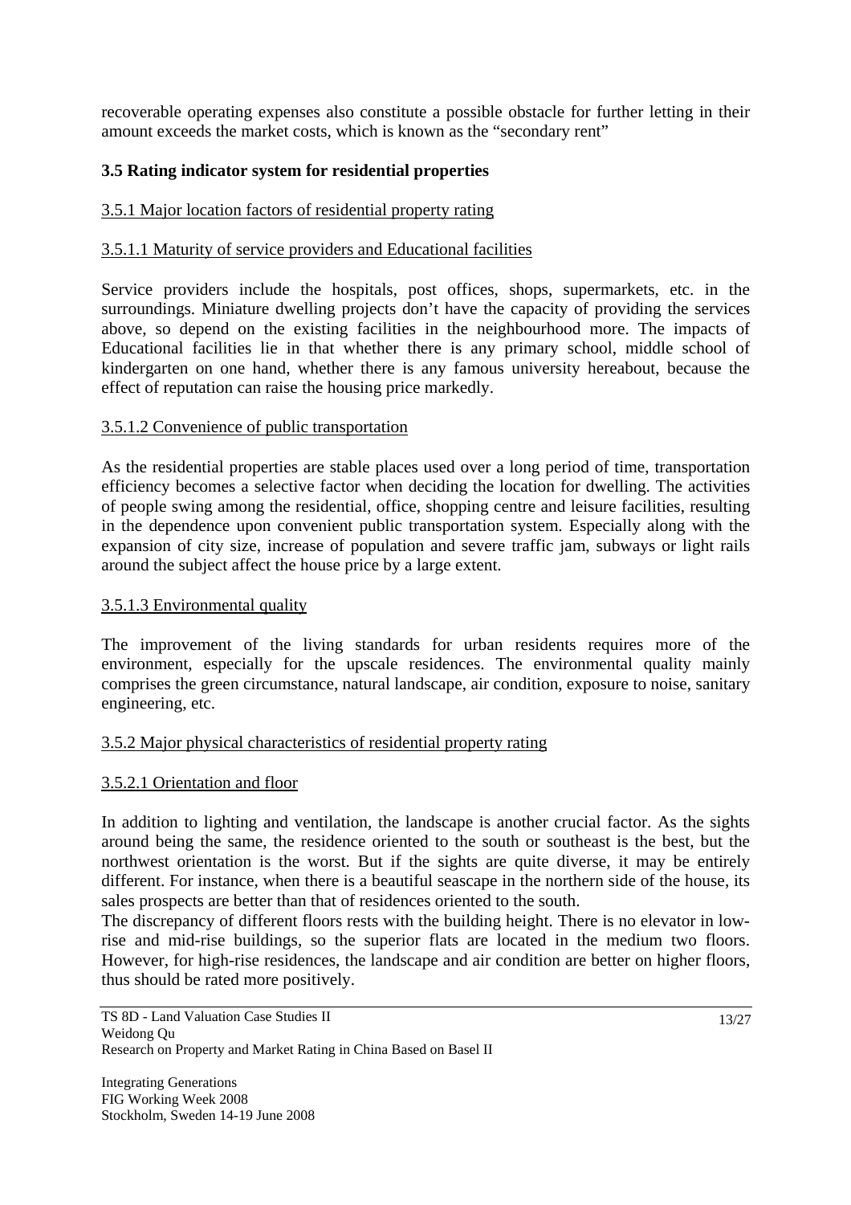recoverable operating expenses also constitute a possible obstacle for further letting in their amount exceeds the market costs, which is known as the "secondary rent"

### 3.5 Rating indicator system for residential properties

3.5.1 Major location factors of residential property rating

3.5.1.1 Maturity of service providers and Educational facilities

Service providers include the hospitals, post offices, shops, supermarkets, etc. in the surroundings. Miniature dwelling projects don't have the capacity of providing the services above, so depend on the existing facilities in the neighbourhood more. The impacts of Educational facilities lie in that whether there is any primary school, middle school of kindergarten on one hand, whether there is any famous university hereabout, because the effect of reputation can raise the housing price markedly.

3.5.1.2 Convenience of public transportation

As the residential properties are stable places used over a long period of time, transportation efficiency becomes a selective factor when deciding the location for dwelling. The activities of people swing among the residential, office, shopping centre and leisure facilities, resulting in the dependence upon convenient public transportation system. Especially along with the expansion of city size, increase of population and severe traffic jam, subways or light rails around the subject affect the house price by a large extent.

3.5.1.3 Environmental quality

The improvement of the living standards for urban residents requires more of the environment, especially for the upscale residences. The environmental quality mainly comprises the green circumstance, natural landscape, air condition, exposure to noise, sanitary engineering, etc.

3.5.2 Major physical characteristics of residential property rating

3.5.2.1 Orientation and floor

In addition to lighting and ventilation, the landscape is another crucial factor. As the sights around being the same, the residence oriented to the south or southeast is the best, but the northwest orientation is the worst. But if the sights are quite diverse, it may be entirely different. For instance, when there is a beautiful seascape in the northern side of the house, its sales prospects are better than that of residences oriented to the south.
The discrepancy of different floors rests with the building height. There is no elevator in low-rise and mid-rise buildings, so the superior flats are located in the medium two floors. However, for high-rise residences, the landscape and air condition are better on higher floors, thus should be rated more positively.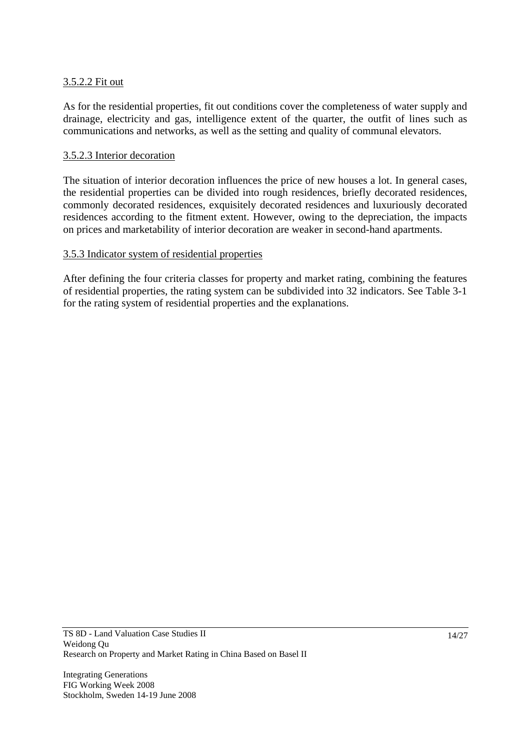#### 3.5.2.2 Fit out

As for the residential properties, fit out conditions cover the completeness of water supply and drainage, electricity and gas, intelligence extent of the quarter, the outfit of lines such as communications and networks, as well as the setting and quality of communal elevators.

#### 3.5.2.3 Interior decoration

The situation of interior decoration influences the price of new houses a lot. In general cases, the residential properties can be divided into rough residences, briefly decorated residences, commonly decorated residences, exquisitely decorated residences and luxuriously decorated residences according to the fitment extent. However, owing to the depreciation, the impacts on prices and marketability of interior decoration are weaker in second-hand apartments.

### 3.5.3 Indicator system of residential properties

After defining the four criteria classes for property and market rating, combining the features of residential properties, the rating system can be subdivided into 32 indicators. See Table 3-1 for the rating system of residential properties and the explanations.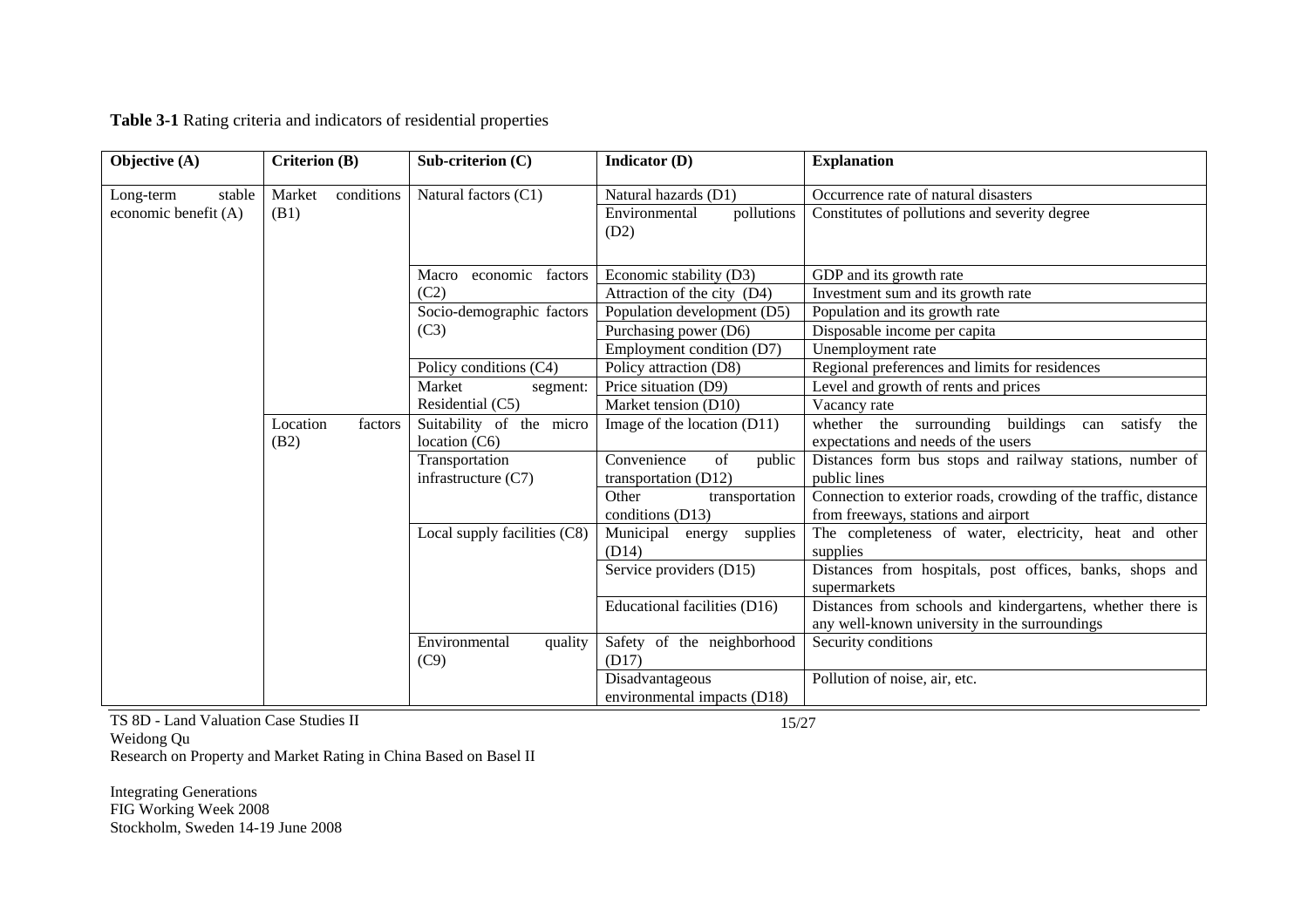**Table 3-1** Rating criteria and indicators of residential properties

| Objective (A) | Criterion (B) | Sub-criterion (C) | Indicator (D) | Explanation |
|---|---|---|---|---|
| Long-term stable economic benefit (A) | Market conditions (B1) | Natural factors (C1) | Natural hazards (D1) | Occurrence rate of natural disasters |
| | | | Environmental pollutions (D2) | Constitutes of pollutions and severity degree |
| | | Macro economic factors (C2) | Economic stability (D3) | GDP and its growth rate |
| | | | Attraction of the city (D4) | Investment sum and its growth rate |
| | | Socio-demographic factors (C3) | Population development (D5) | Population and its growth rate |
| | | | Purchasing power (D6) | Disposable income per capita |
| | | | Employment condition (D7) | Unemployment rate |
| | | Policy conditions (C4) | Policy attraction (D8) | Regional preferences and limits for residences |
| | | Market segment: Residential (C5) | Price situation (D9) | Level and growth of rents and prices |
| | | | Market tension (D10) | Vacancy rate |
| | Location factors (B2) | Suitability of the micro location (C6) | Image of the location (D11) | whether the surrounding buildings can satisfy the expectations and needs of the users |
| | | Transportation infrastructure (C7) | Convenience of public transportation (D12) | Distances form bus stops and railway stations, number of public lines |
| | | | Other transportation conditions (D13) | Connection to exterior roads, crowding of the traffic, distance from freeways, stations and airport |
| | | Local supply facilities (C8) | Municipal energy supplies (D14) | The completeness of water, electricity, heat and other supplies |
| | | | Service providers (D15) | Distances from hospitals, post offices, banks, shops and supermarkets |
| | | | Educational facilities (D16) | Distances from schools and kindergartens, whether there is any well-known university in the surroundings |
| | | Environmental quality (C9) | Safety of the neighborhood (D17) | Security conditions |
| | | | Disadvantageous environmental impacts (D18) | Pollution of noise, air, etc. |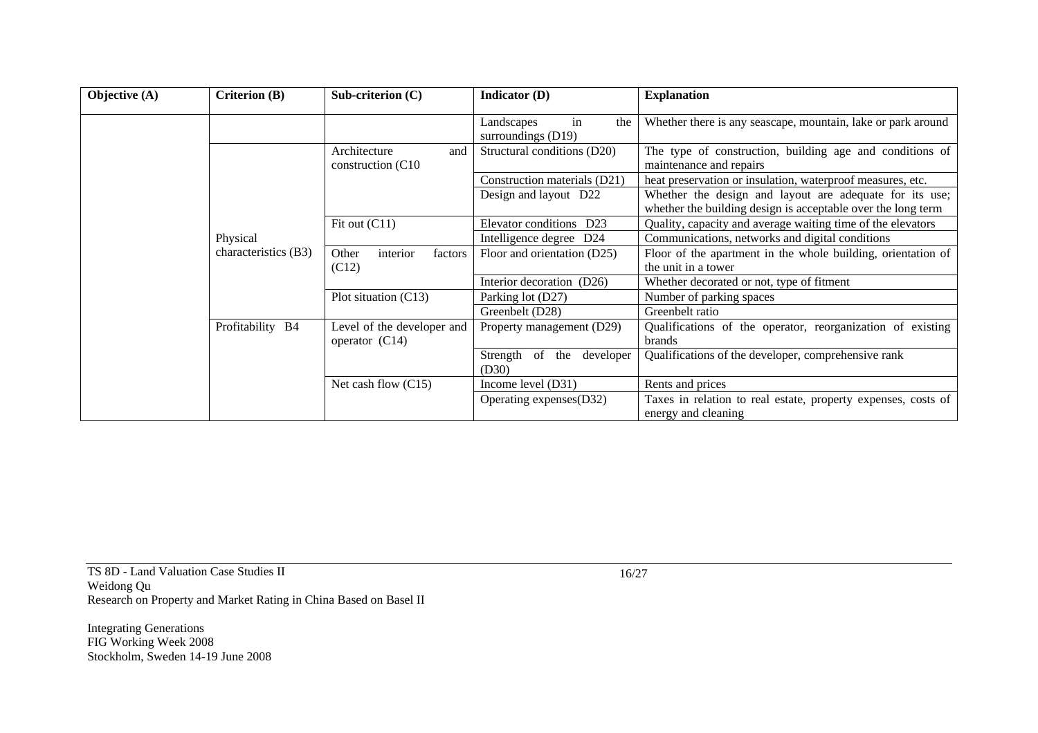| Objective (A) | Criterion (B) | Sub-criterion (C) | Indicator (D) | Explanation |
|---|---|---|---|---|
| | | | Landscapes in the surroundings (D19) | Whether there is any seascape, mountain, lake or park around |
| | Physical characteristics (B3) | Architecture and construction (C10 | Structural conditions (D20) | The type of construction, building age and conditions of maintenance and repairs |
| | | | Construction materials (D21) | heat preservation or insulation, waterproof measures, etc. |
| | | | Design and layout D22 | Whether the design and layout are adequate for its use; whether the building design is acceptable over the long term |
| | | Fit out (C11) | Elevator conditions D23 | Quality, capacity and average waiting time of the elevators |
| | | | Intelligence degree D24 | Communications, networks and digital conditions |
| | | Other interior factors (C12) | Floor and orientation (D25) | Floor of the apartment in the whole building, orientation of the unit in a tower |
| | | | Interior decoration (D26) | Whether decorated or not, type of fitment |
| | | Plot situation (C13) | Parking lot (D27) | Number of parking spaces |
| | | | Greenbelt (D28) | Greenbelt ratio |
| | Profitability B4 | Level of the developer and operator (C14) | Property management (D29) | Qualifications of the operator, reorganization of existing brands |
| | | | Strength of the developer (D30) | Qualifications of the developer, comprehensive rank |
| | | Net cash flow (C15) | Income level (D31) | Rents and prices |
| | | | Operating expenses(D32) | Taxes in relation to real estate, property expenses, costs of energy and cleaning |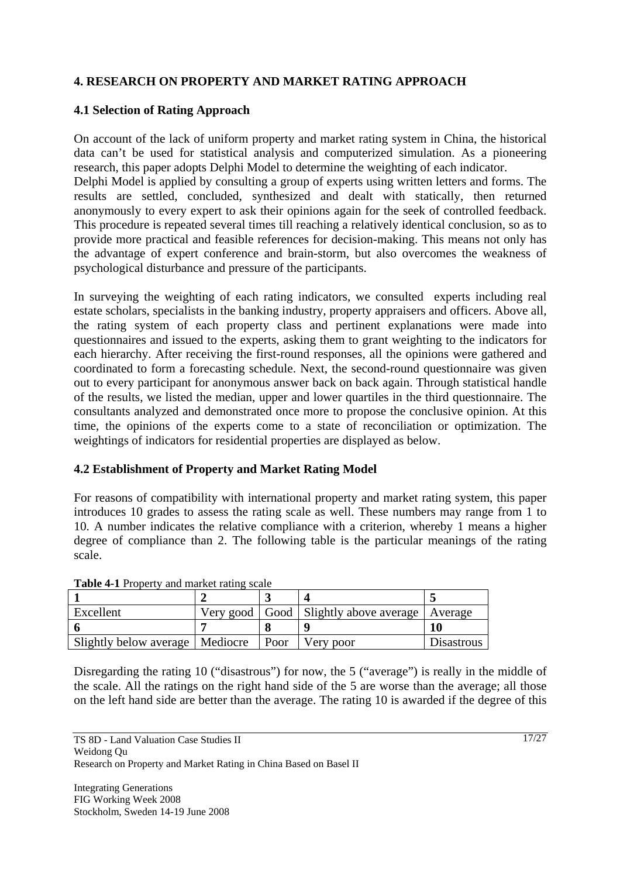## 4. RESEARCH ON PROPERTY AND MARKET RATING APPROACH

### 4.1 Selection of Rating Approach

On account of the lack of uniform property and market rating system in China, the historical data can't be used for statistical analysis and computerized simulation. As a pioneering research, this paper adopts Delphi Model to determine the weighting of each indicator.

Delphi Model is applied by consulting a group of experts using written letters and forms. The results are settled, concluded, synthesized and dealt with statically, then returned anonymously to every expert to ask their opinions again for the seek of controlled feedback. This procedure is repeated several times till reaching a relatively identical conclusion, so as to provide more practical and feasible references for decision-making. This means not only has the advantage of expert conference and brain-storm, but also overcomes the weakness of psychological disturbance and pressure of the participants.

In surveying the weighting of each rating indicators, we consulted experts including real estate scholars, specialists in the banking industry, property appraisers and officers. Above all, the rating system of each property class and pertinent explanations were made into questionnaires and issued to the experts, asking them to grant weighting to the indicators for each hierarchy. After receiving the first-round responses, all the opinions were gathered and coordinated to form a forecasting schedule. Next, the second-round questionnaire was given out to every participant for anonymous answer back on back again. Through statistical handle of the results, we listed the median, upper and lower quartiles in the third questionnaire. The consultants analyzed and demonstrated once more to propose the conclusive opinion. At this time, the opinions of the experts come to a state of reconciliation or optimization. The weightings of indicators for residential properties are displayed as below.

### 4.2 Establishment of Property and Market Rating Model

For reasons of compatibility with international property and market rating system, this paper introduces 10 grades to assess the rating scale as well. These numbers may range from 1 to 10. A number indicates the relative compliance with a criterion, whereby 1 means a higher degree of compliance than 2. The following table is the particular meanings of the rating scale.

**Table 4-1** Property and market rating scale

| **1** | **2** | **3** | **4** | **5** |
|---|---|---|---|---|
| Excellent | Very good | Good | Slightly above average | Average |
| **6** | **7** | **8** | **9** | **10** |
| Slightly below average | Mediocre | Poor | Very poor | Disastrous |

Disregarding the rating 10 ("disastrous") for now, the 5 ("average") is really in the middle of the scale. All the ratings on the right hand side of the 5 are worse than the average; all those on the left hand side are better than the average. The rating 10 is awarded if the degree of this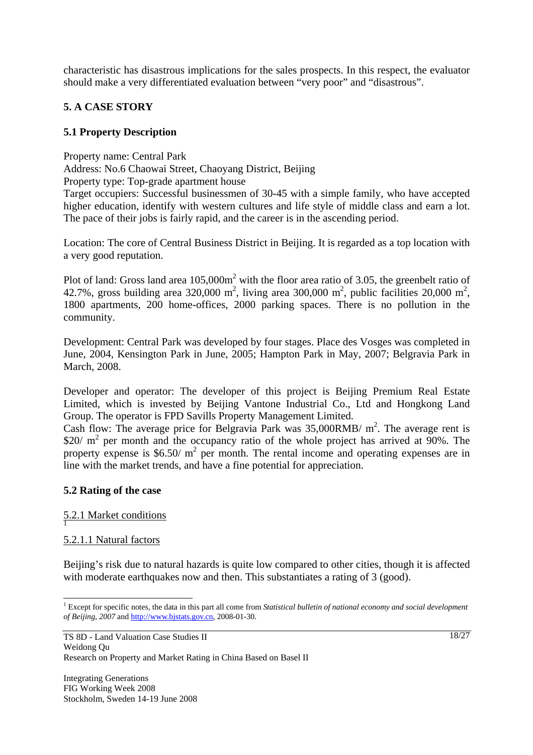characteristic has disastrous implications for the sales prospects. In this respect, the evaluator should make a very differentiated evaluation between "very poor" and "disastrous".

## 5. A CASE STORY

### 5.1 Property Description

Property name: Central Park
Address: No.6 Chaowai Street, Chaoyang District, Beijing
Property type: Top-grade apartment house
Target occupiers: Successful businessmen of 30-45 with a simple family, who have accepted higher education, identify with western cultures and life style of middle class and earn a lot. The pace of their jobs is fairly rapid, and the career is in the ascending period.

Location: The core of Central Business District in Beijing. It is regarded as a top location with a very good reputation.

Plot of land: Gross land area 105,000m$^2$ with the floor area ratio of 3.05, the greenbelt ratio of 42.7%, gross building area 320,000 m$^2$, living area 300,000 m$^2$, public facilities 20,000 m$^2$, 1800 apartments, 200 home-offices, 2000 parking spaces. There is no pollution in the community.

Development: Central Park was developed by four stages. Place des Vosges was completed in June, 2004, Kensington Park in June, 2005; Hampton Park in May, 2007; Belgravia Park in March, 2008.

Developer and operator: The developer of this project is Beijing Premium Real Estate Limited, which is invested by Beijing Vantone Industrial Co., Ltd and Hongkong Land Group. The operator is FPD Savills Property Management Limited.
Cash flow: The average price for Belgravia Park was 35,000RMB/ m$^2$. The average rent is \$20/ m$^2$ per month and the occupancy ratio of the whole project has arrived at 90%. The property expense is \$6.50/ m$^2$ per month. The rental income and operating expenses are in line with the market trends, and have a fine potential for appreciation.

### 5.2 Rating of the case

<u>5.2.1 Market conditions</u>[1]

<u>5.2.1.1 Natural factors</u>

Beijing's risk due to natural hazards is quite low compared to other cities, though it is affected with moderate earthquakes now and then. This substantiates a rating of 3 (good).

---

[1] Except for specific notes, the data in this part all come from *Statistical bulletin of national economy and social development of Beijing, 2007* and http://www.bjstats.gov.cn, 2008-01-30.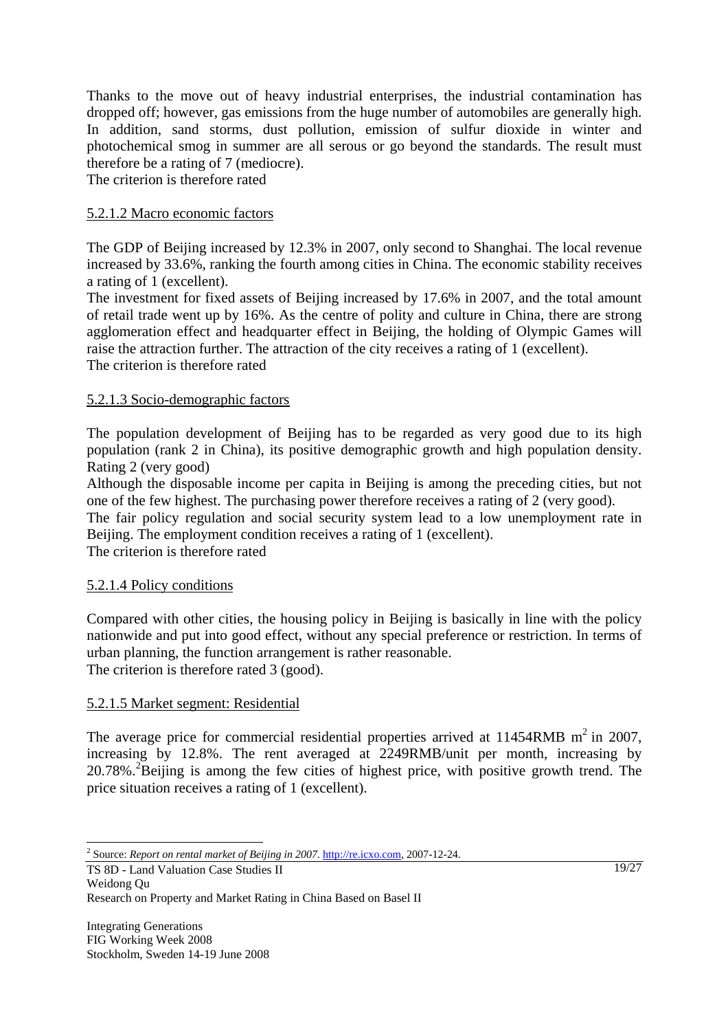Thanks to the move out of heavy industrial enterprises, the industrial contamination has dropped off; however, gas emissions from the huge number of automobiles are generally high. In addition, sand storms, dust pollution, emission of sulfur dioxide in winter and photochemical smog in summer are all serous or go beyond the standards. The result must therefore be a rating of 7 (mediocre).
The criterion is therefore rated

<u>5.2.1.2 Macro economic factors</u>

The GDP of Beijing increased by 12.3% in 2007, only second to Shanghai. The local revenue increased by 33.6%, ranking the fourth among cities in China. The economic stability receives a rating of 1 (excellent).
The investment for fixed assets of Beijing increased by 17.6% in 2007, and the total amount of retail trade went up by 16%. As the centre of polity and culture in China, there are strong agglomeration effect and headquarter effect in Beijing, the holding of Olympic Games will raise the attraction further. The attraction of the city receives a rating of 1 (excellent).
The criterion is therefore rated

<u>5.2.1.3 Socio-demographic factors</u>

The population development of Beijing has to be regarded as very good due to its high population (rank 2 in China), its positive demographic growth and high population density. Rating 2 (very good)
Although the disposable income per capita in Beijing is among the preceding cities, but not one of the few highest. The purchasing power therefore receives a rating of 2 (very good).
The fair policy regulation and social security system lead to a low unemployment rate in Beijing. The employment condition receives a rating of 1 (excellent).
The criterion is therefore rated

<u>5.2.1.4 Policy conditions</u>

Compared with other cities, the housing policy in Beijing is basically in line with the policy nationwide and put into good effect, without any special preference or restriction. In terms of urban planning, the function arrangement is rather reasonable.
The criterion is therefore rated 3 (good).

<u>5.2.1.5 Market segment: Residential</u>

The average price for commercial residential properties arrived at 11454RMB $m^2$ in 2007, increasing by 12.8%. The rent averaged at 2249RMB/unit per month, increasing by 20.78%.[2] Beijing is among the few cities of highest price, with positive growth trend. The price situation receives a rating of 1 (excellent).

---

[2] Source: *Report on rental market of Beijing in 2007*. http://re.icxo.com, 2007-12-24.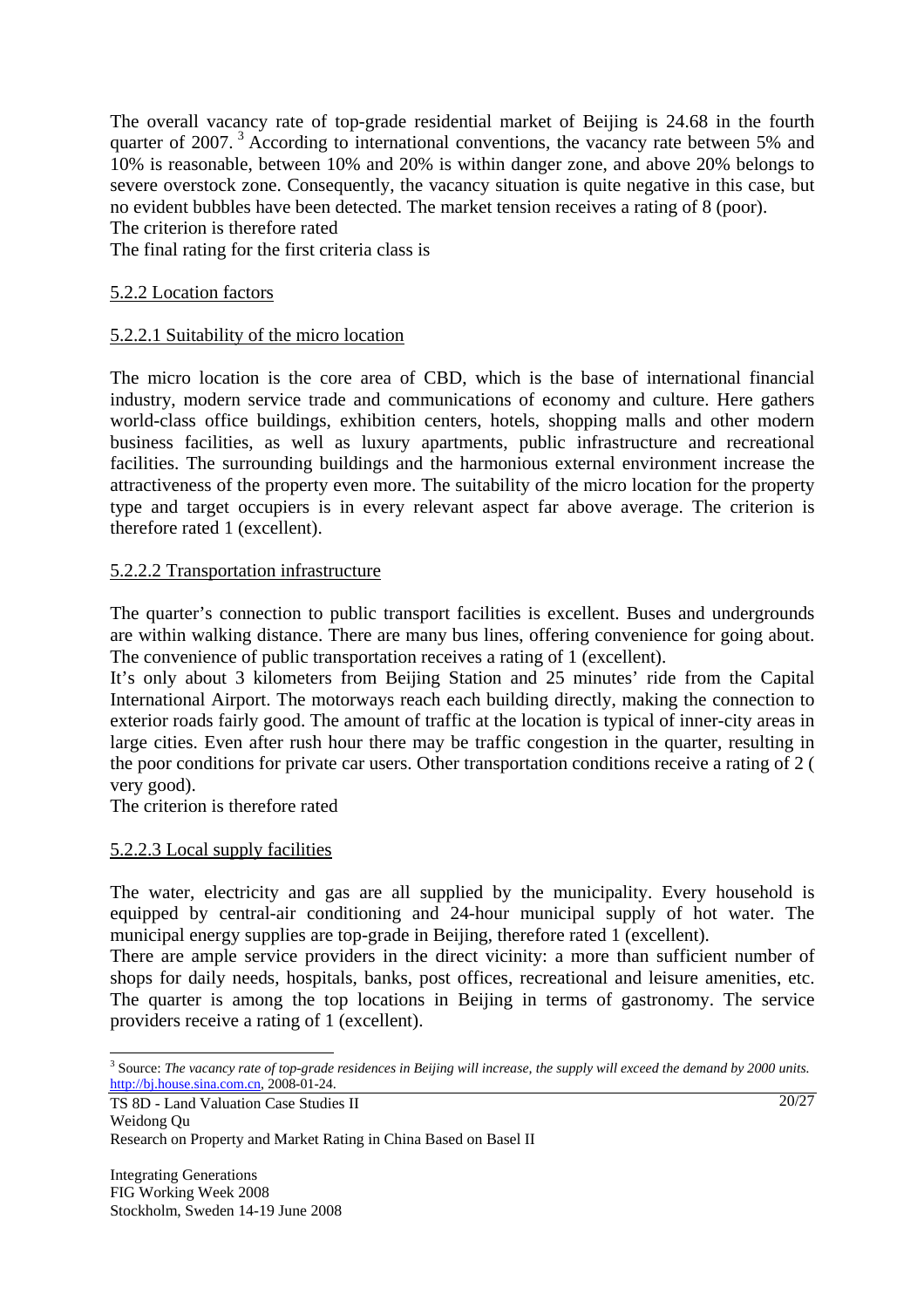The overall vacancy rate of top-grade residential market of Beijing is 24.68 in the fourth quarter of 2007. [3] According to international conventions, the vacancy rate between 5% and 10% is reasonable, between 10% and 20% is within danger zone, and above 20% belongs to severe overstock zone. Consequently, the vacancy situation is quite negative in this case, but no evident bubbles have been detected. The market tension receives a rating of 8 (poor).
The criterion is therefore rated
The final rating for the first criteria class is

5.2.2 Location factors

5.2.2.1 Suitability of the micro location

The micro location is the core area of CBD, which is the base of international financial industry, modern service trade and communications of economy and culture. Here gathers world-class office buildings, exhibition centers, hotels, shopping malls and other modern business facilities, as well as luxury apartments, public infrastructure and recreational facilities. The surrounding buildings and the harmonious external environment increase the attractiveness of the property even more. The suitability of the micro location for the property type and target occupiers is in every relevant aspect far above average. The criterion is therefore rated 1 (excellent).

5.2.2.2 Transportation infrastructure

The quarter's connection to public transport facilities is excellent. Buses and undergrounds are within walking distance. There are many bus lines, offering convenience for going about. The convenience of public transportation receives a rating of 1 (excellent).
It's only about 3 kilometers from Beijing Station and 25 minutes' ride from the Capital International Airport. The motorways reach each building directly, making the connection to exterior roads fairly good. The amount of traffic at the location is typical of inner-city areas in large cities. Even after rush hour there may be traffic congestion in the quarter, resulting in the poor conditions for private car users. Other transportation conditions receive a rating of 2 ( very good).
The criterion is therefore rated

5.2.2.3 Local supply facilities

The water, electricity and gas are all supplied by the municipality. Every household is equipped by central-air conditioning and 24-hour municipal supply of hot water. The municipal energy supplies are top-grade in Beijing, therefore rated 1 (excellent).
There are ample service providers in the direct vicinity: a more than sufficient number of shops for daily needs, hospitals, banks, post offices, recreational and leisure amenities, etc. The quarter is among the top locations in Beijing in terms of gastronomy. The service providers receive a rating of 1 (excellent).

[3] Source: *The vacancy rate of top-grade residences in Beijing will increase, the supply will exceed the demand by 2000 units.* http://bj.house.sina.com.cn, 2008-01-24.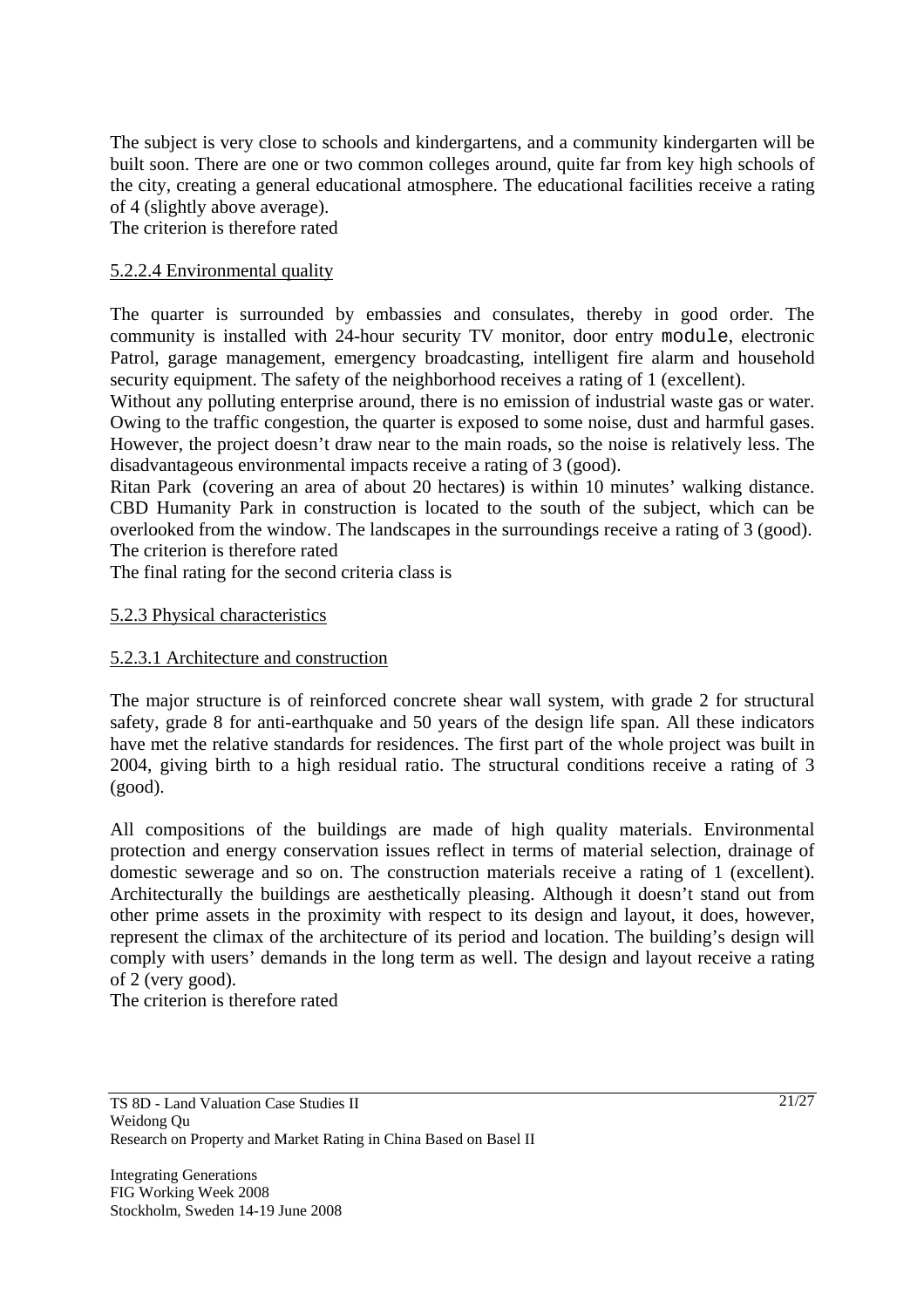The subject is very close to schools and kindergartens, and a community kindergarten will be built soon. There are one or two common colleges around, quite far from key high schools of the city, creating a general educational atmosphere. The educational facilities receive a rating of 4 (slightly above average).
The criterion is therefore rated

5.2.2.4 Environmental quality

The quarter is surrounded by embassies and consulates, thereby in good order. The community is installed with 24-hour security TV monitor, door entry module, electronic Patrol, garage management, emergency broadcasting, intelligent fire alarm and household security equipment. The safety of the neighborhood receives a rating of 1 (excellent).
Without any polluting enterprise around, there is no emission of industrial waste gas or water. Owing to the traffic congestion, the quarter is exposed to some noise, dust and harmful gases. However, the project doesn't draw near to the main roads, so the noise is relatively less. The disadvantageous environmental impacts receive a rating of 3 (good).
Ritan Park (covering an area of about 20 hectares) is within 10 minutes' walking distance. CBD Humanity Park in construction is located to the south of the subject, which can be overlooked from the window. The landscapes in the surroundings receive a rating of 3 (good).
The criterion is therefore rated
The final rating for the second criteria class is

5.2.3 Physical characteristics

5.2.3.1 Architecture and construction

The major structure is of reinforced concrete shear wall system, with grade 2 for structural safety, grade 8 for anti-earthquake and 50 years of the design life span. All these indicators have met the relative standards for residences. The first part of the whole project was built in 2004, giving birth to a high residual ratio. The structural conditions receive a rating of 3 (good).

All compositions of the buildings are made of high quality materials. Environmental protection and energy conservation issues reflect in terms of material selection, drainage of domestic sewerage and so on. The construction materials receive a rating of 1 (excellent). Architecturally the buildings are aesthetically pleasing. Although it doesn't stand out from other prime assets in the proximity with respect to its design and layout, it does, however, represent the climax of the architecture of its period and location. The building's design will comply with users' demands in the long term as well. The design and layout receive a rating of 2 (very good).
The criterion is therefore rated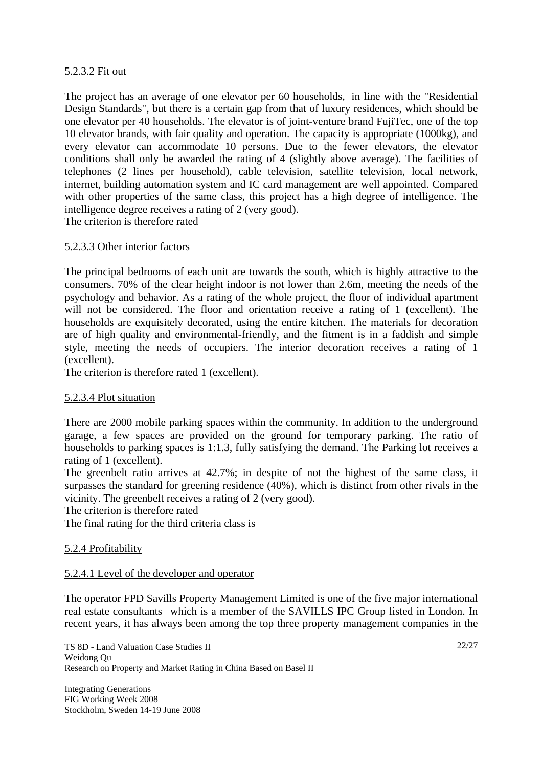5.2.3.2 Fit out

The project has an average of one elevator per 60 households, in line with the "Residential Design Standards", but there is a certain gap from that of luxury residences, which should be one elevator per 40 households. The elevator is of joint-venture brand FujiTec, one of the top 10 elevator brands, with fair quality and operation. The capacity is appropriate (1000kg), and every elevator can accommodate 10 persons. Due to the fewer elevators, the elevator conditions shall only be awarded the rating of 4 (slightly above average). The facilities of telephones (2 lines per household), cable television, satellite television, local network, internet, building automation system and IC card management are well appointed. Compared with other properties of the same class, this project has a high degree of intelligence. The intelligence degree receives a rating of 2 (very good).
The criterion is therefore rated

5.2.3.3 Other interior factors

The principal bedrooms of each unit are towards the south, which is highly attractive to the consumers. 70% of the clear height indoor is not lower than 2.6m, meeting the needs of the psychology and behavior. As a rating of the whole project, the floor of individual apartment will not be considered. The floor and orientation receive a rating of 1 (excellent). The households are exquisitely decorated, using the entire kitchen. The materials for decoration are of high quality and environmental-friendly, and the fitment is in a faddish and simple style, meeting the needs of occupiers. The interior decoration receives a rating of 1 (excellent).
The criterion is therefore rated 1 (excellent).

5.2.3.4 Plot situation

There are 2000 mobile parking spaces within the community. In addition to the underground garage, a few spaces are provided on the ground for temporary parking. The ratio of households to parking spaces is 1:1.3, fully satisfying the demand. The Parking lot receives a rating of 1 (excellent).
The greenbelt ratio arrives at 42.7%; in despite of not the highest of the same class, it surpasses the standard for greening residence (40%), which is distinct from other rivals in the vicinity. The greenbelt receives a rating of 2 (very good).
The criterion is therefore rated
The final rating for the third criteria class is

5.2.4 Profitability

5.2.4.1 Level of the developer and operator

The operator FPD Savills Property Management Limited is one of the five major international real estate consultants which is a member of the SAVILLS IPC Group listed in London. In recent years, it has always been among the top three property management companies in the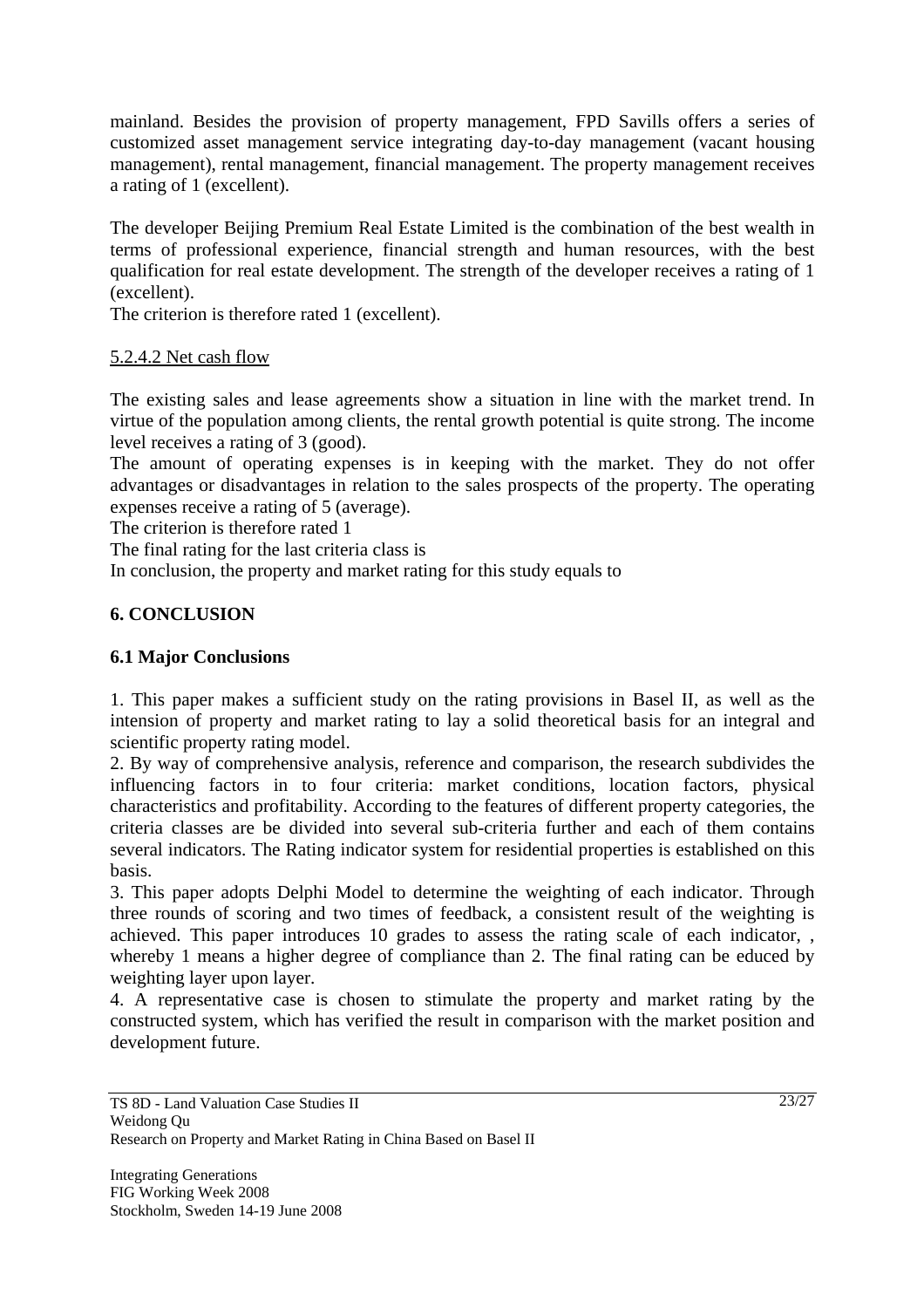mainland. Besides the provision of property management, FPD Savills offers a series of customized asset management service integrating day-to-day management (vacant housing management), rental management, financial management. The property management receives a rating of 1 (excellent).

The developer Beijing Premium Real Estate Limited is the combination of the best wealth in terms of professional experience, financial strength and human resources, with the best qualification for real estate development. The strength of the developer receives a rating of 1 (excellent).
The criterion is therefore rated 1 (excellent).

5.2.4.2 Net cash flow

The existing sales and lease agreements show a situation in line with the market trend. In virtue of the population among clients, the rental growth potential is quite strong. The income level receives a rating of 3 (good).
The amount of operating expenses is in keeping with the market. They do not offer advantages or disadvantages in relation to the sales prospects of the property. The operating expenses receive a rating of 5 (average).
The criterion is therefore rated 1
The final rating for the last criteria class is
In conclusion, the property and market rating for this study equals to

## 6. CONCLUSION

### 6.1 Major Conclusions

1. This paper makes a sufficient study on the rating provisions in Basel II, as well as the intension of property and market rating to lay a solid theoretical basis for an integral and scientific property rating model.
2. By way of comprehensive analysis, reference and comparison, the research subdivides the influencing factors in to four criteria: market conditions, location factors, physical characteristics and profitability. According to the features of different property categories, the criteria classes are be divided into several sub-criteria further and each of them contains several indicators. The Rating indicator system for residential properties is established on this basis.
3. This paper adopts Delphi Model to determine the weighting of each indicator. Through three rounds of scoring and two times of feedback, a consistent result of the weighting is achieved. This paper introduces 10 grades to assess the rating scale of each indicator, , whereby 1 means a higher degree of compliance than 2. The final rating can be educed by weighting layer upon layer.
4. A representative case is chosen to stimulate the property and market rating by the constructed system, which has verified the result in comparison with the market position and development future.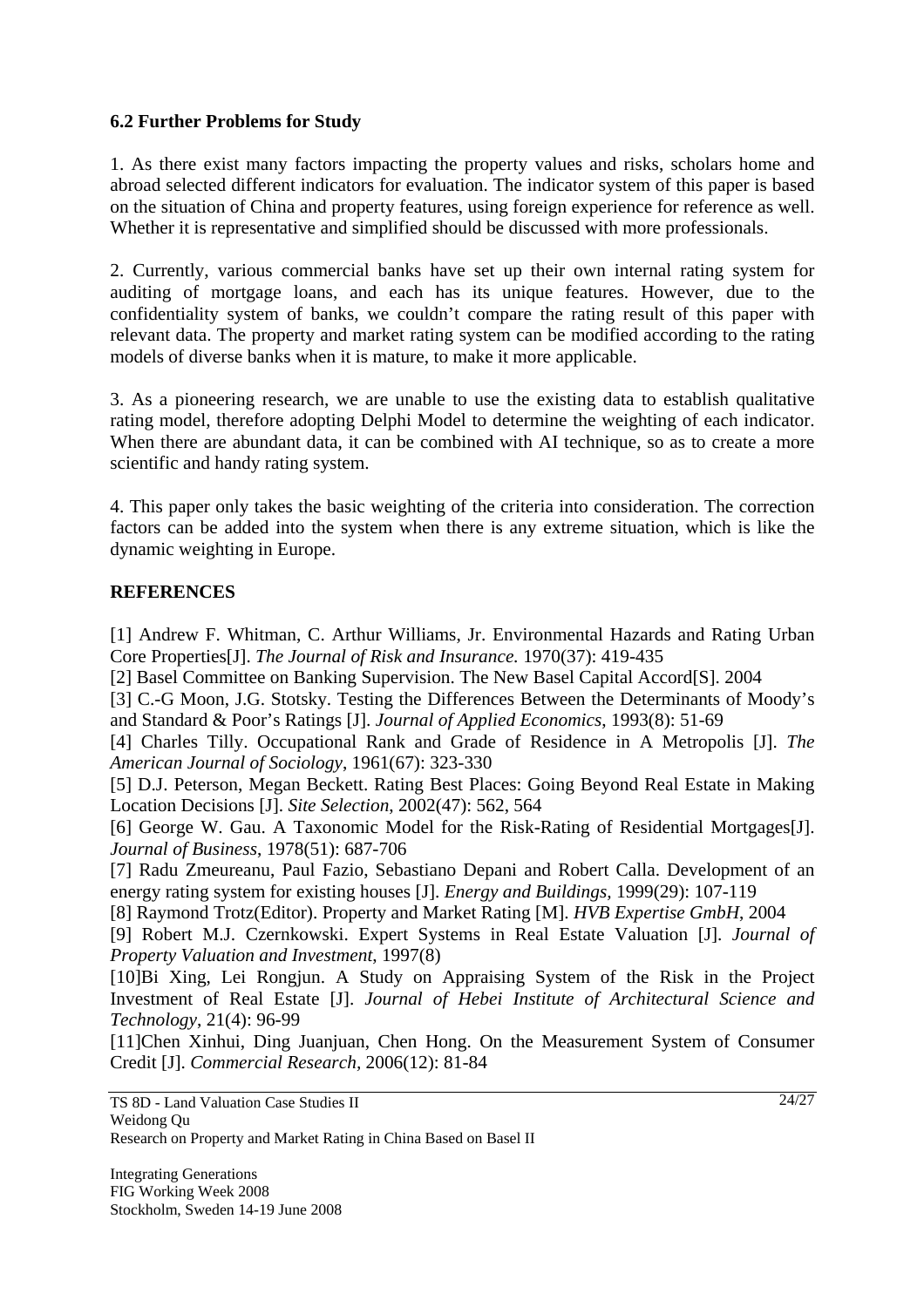### 6.2 Further Problems for Study

1. As there exist many factors impacting the property values and risks, scholars home and abroad selected different indicators for evaluation. The indicator system of this paper is based on the situation of China and property features, using foreign experience for reference as well. Whether it is representative and simplified should be discussed with more professionals.

2. Currently, various commercial banks have set up their own internal rating system for auditing of mortgage loans, and each has its unique features. However, due to the confidentiality system of banks, we couldn't compare the rating result of this paper with relevant data. The property and market rating system can be modified according to the rating models of diverse banks when it is mature, to make it more applicable.

3. As a pioneering research, we are unable to use the existing data to establish qualitative rating model, therefore adopting Delphi Model to determine the weighting of each indicator. When there are abundant data, it can be combined with AI technique, so as to create a more scientific and handy rating system.

4. This paper only takes the basic weighting of the criteria into consideration. The correction factors can be added into the system when there is any extreme situation, which is like the dynamic weighting in Europe.

### REFERENCES

[1] Andrew F. Whitman, C. Arthur Williams, Jr. Environmental Hazards and Rating Urban Core Properties[J]. *The Journal of Risk and Insurance.* 1970(37): 419-435

[2] Basel Committee on Banking Supervision. The New Basel Capital Accord[S]. 2004

[3] C.-G Moon, J.G. Stotsky. Testing the Differences Between the Determinants of Moody's and Standard & Poor's Ratings [J]. *Journal of Applied Economics*, 1993(8): 51-69

[4] Charles Tilly. Occupational Rank and Grade of Residence in A Metropolis [J]. *The American Journal of Sociology*, 1961(67): 323-330

[5] D.J. Peterson, Megan Beckett. Rating Best Places: Going Beyond Real Estate in Making Location Decisions [J]. *Site Selection*, 2002(47): 562, 564

[6] George W. Gau. A Taxonomic Model for the Risk-Rating of Residential Mortgages[J]. *Journal of Business*, 1978(51): 687-706

[7] Radu Zmeureanu, Paul Fazio, Sebastiano Depani and Robert Calla. Development of an energy rating system for existing houses [J]. *Energy and Buildings*, 1999(29): 107-119

[8] Raymond Trotz(Editor). Property and Market Rating [M]. *HVB Expertise GmbH*, 2004

[9] Robert M.J. Czernkowski. Expert Systems in Real Estate Valuation [J]. *Journal of Property Valuation and Investment*, 1997(8)

[10]Bi Xing, Lei Rongjun. A Study on Appraising System of the Risk in the Project Investment of Real Estate [J]. *Journal of Hebei Institute of Architectural Science and Technology*, 21(4): 96-99

[11]Chen Xinhui, Ding Juanjuan, Chen Hong. On the Measurement System of Consumer Credit [J]. *Commercial Research*, 2006(12): 81-84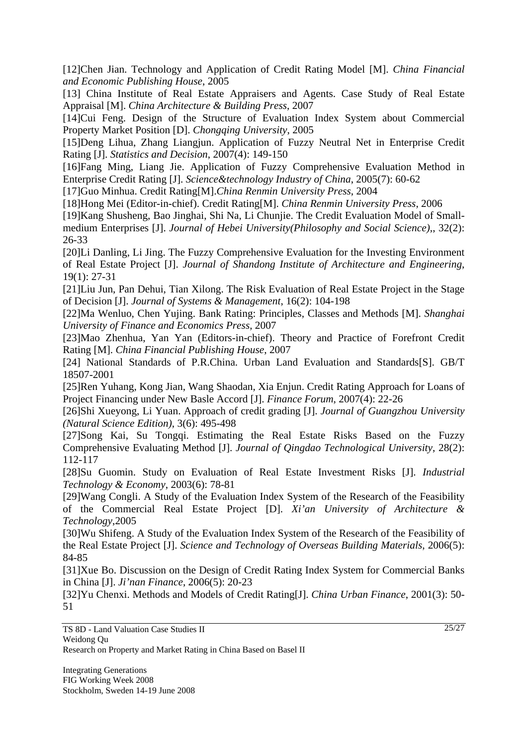[12]Chen Jian. Technology and Application of Credit Rating Model [M]. *China Financial and Economic Publishing House*, 2005

[13] China Institute of Real Estate Appraisers and Agents. Case Study of Real Estate Appraisal [M]. *China Architecture & Building Press*, 2007

[14]Cui Feng. Design of the Structure of Evaluation Index System about Commercial Property Market Position [D]. *Chongqing University*, 2005

[15]Deng Lihua, Zhang Liangjun. Application of Fuzzy Neutral Net in Enterprise Credit Rating [J]. *Statistics and Decision*, 2007(4): 149-150

[16]Fang Ming, Liang Jie. Application of Fuzzy Comprehensive Evaluation Method in Enterprise Credit Rating [J]. *Science&technology Industry of China*, 2005(7): 60-62

[17]Guo Minhua. Credit Rating[M].*China Renmin University Press*, 2004

[18]Hong Mei (Editor-in-chief). Credit Rating[M]. *China Renmin University Press*, 2006

[19]Kang Shusheng, Bao Jinghai, Shi Na, Li Chunjie. The Credit Evaluation Model of Small-medium Enterprises [J]. *Journal of Hebei University(Philosophy and Social Science)*,, 32(2): 26-33

[20]Li Danling, Li Jing. The Fuzzy Comprehensive Evaluation for the Investing Environment of Real Estate Project [J]. *Journal of Shandong Institute of Architecture and Engineering*, 19(1): 27-31

[21]Liu Jun, Pan Dehui, Tian Xilong. The Risk Evaluation of Real Estate Project in the Stage of Decision [J]. *Journal of Systems & Management*, 16(2): 104-198

[22]Ma Wenluo, Chen Yujing. Bank Rating: Principles, Classes and Methods [M]. *Shanghai University of Finance and Economics Press*, 2007

[23]Mao Zhenhua, Yan Yan (Editors-in-chief). Theory and Practice of Forefront Credit Rating [M]. *China Financial Publishing House*, 2007

[24] National Standards of P.R.China. Urban Land Evaluation and Standards[S]. GB/T 18507-2001

[25]Ren Yuhang, Kong Jian, Wang Shaodan, Xia Enjun. Credit Rating Approach for Loans of Project Financing under New Basle Accord [J]. *Finance Forum*, 2007(4): 22-26

[26]Shi Xueyong, Li Yuan. Approach of credit grading [J]. *Journal of Guangzhou University (Natural Science Edition)*, 3(6): 495-498

[27]Song Kai, Su Tongqi. Estimating the Real Estate Risks Based on the Fuzzy Comprehensive Evaluating Method [J]. *Journal of Qingdao Technological University*, 28(2): 112-117

[28]Su Guomin. Study on Evaluation of Real Estate Investment Risks [J]. *Industrial Technology & Economy*, 2003(6): 78-81

[29]Wang Congli. A Study of the Evaluation Index System of the Research of the Feasibility of the Commercial Real Estate Project [D]. *Xi'an University of Architecture & Technology*,2005

[30]Wu Shifeng. A Study of the Evaluation Index System of the Research of the Feasibility of the Real Estate Project [J]. *Science and Technology of Overseas Building Materials*, 2006(5): 84-85

[31]Xue Bo. Discussion on the Design of Credit Rating Index System for Commercial Banks in China [J]. *Ji'nan Finance*, 2006(5): 20-23

[32]Yu Chenxi. Methods and Models of Credit Rating[J]. *China Urban Finance*, 2001(3): 50-51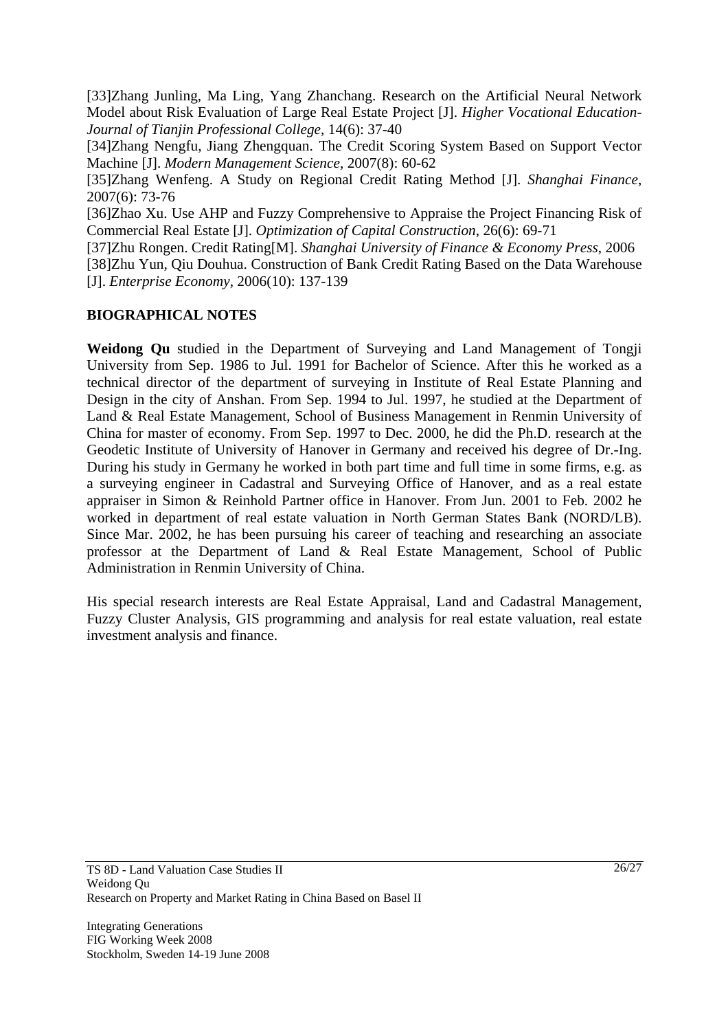[33]Zhang Junling, Ma Ling, Yang Zhanchang. Research on the Artificial Neural Network Model about Risk Evaluation of Large Real Estate Project [J]. *Higher Vocational Education-Journal of Tianjin Professional College*, 14(6): 37-40

[34]Zhang Nengfu, Jiang Zhengquan. The Credit Scoring System Based on Support Vector Machine [J]. *Modern Management Science*, 2007(8): 60-62

[35]Zhang Wenfeng. A Study on Regional Credit Rating Method [J]. *Shanghai Finance*, 2007(6): 73-76

[36]Zhao Xu. Use AHP and Fuzzy Comprehensive to Appraise the Project Financing Risk of Commercial Real Estate [J]. *Optimization of Capital Construction*, 26(6): 69-71

[37]Zhu Rongen. Credit Rating[M]. *Shanghai University of Finance & Economy Press*, 2006

[38]Zhu Yun, Qiu Douhua. Construction of Bank Credit Rating Based on the Data Warehouse [J]. *Enterprise Economy*, 2006(10): 137-139

## BIOGRAPHICAL NOTES

**Weidong Qu** studied in the Department of Surveying and Land Management of Tongji University from Sep. 1986 to Jul. 1991 for Bachelor of Science. After this he worked as a technical director of the department of surveying in Institute of Real Estate Planning and Design in the city of Anshan. From Sep. 1994 to Jul. 1997, he studied at the Department of Land & Real Estate Management, School of Business Management in Renmin University of China for master of economy. From Sep. 1997 to Dec. 2000, he did the Ph.D. research at the Geodetic Institute of University of Hanover in Germany and received his degree of Dr.-Ing. During his study in Germany he worked in both part time and full time in some firms, e.g. as a surveying engineer in Cadastral and Surveying Office of Hanover, and as a real estate appraiser in Simon & Reinhold Partner office in Hanover. From Jun. 2001 to Feb. 2002 he worked in department of real estate valuation in North German States Bank (NORD/LB). Since Mar. 2002, he has been pursuing his career of teaching and researching an associate professor at the Department of Land & Real Estate Management, School of Public Administration in Renmin University of China.

His special research interests are Real Estate Appraisal, Land and Cadastral Management, Fuzzy Cluster Analysis, GIS programming and analysis for real estate valuation, real estate investment analysis and finance.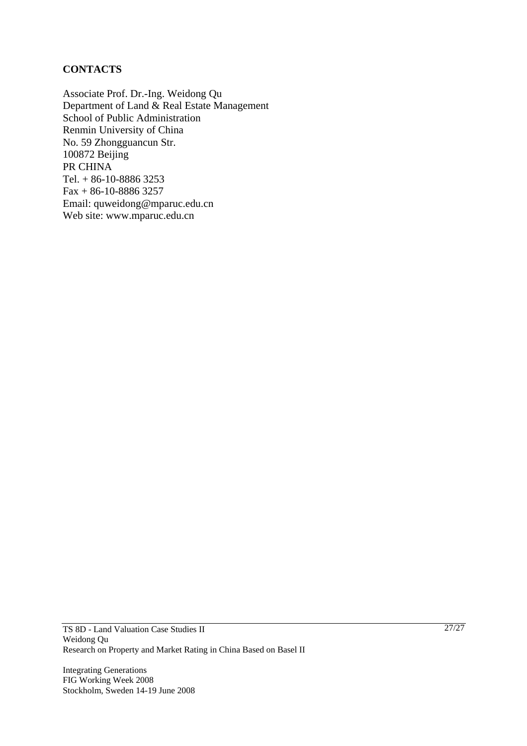**CONTACTS**

Associate Prof. Dr.-Ing. Weidong Qu
Department of Land & Real Estate Management
School of Public Administration
Renmin University of China
No. 59 Zhongguancun Str.
100872 Beijing
PR CHINA
Tel. + 86-10-8886 3253
Fax + 86-10-8886 3257
Email: quweidong@mparuc.edu.cn
Web site: www.mparuc.edu.cn